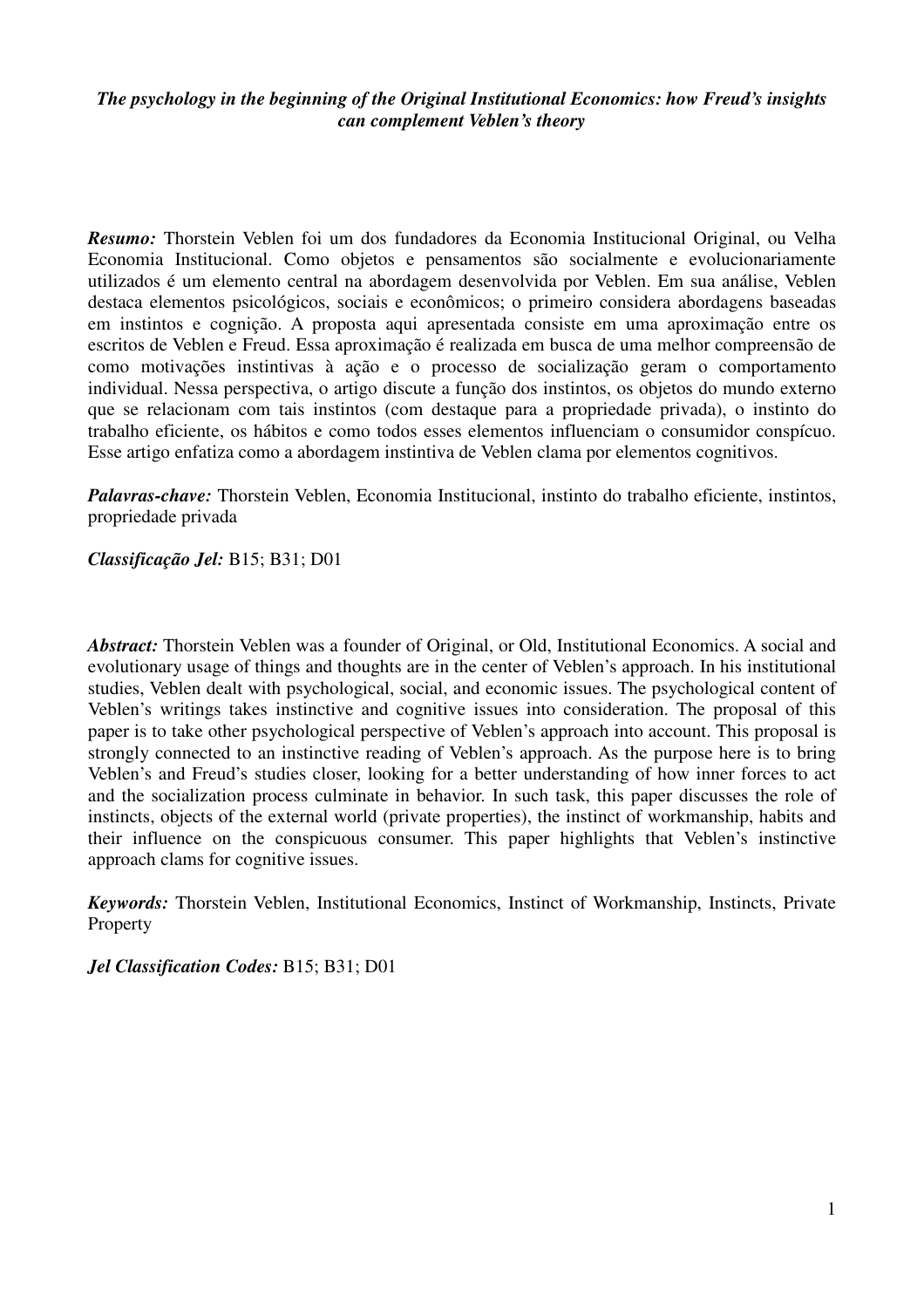*The psychology in the beginning of the Original Institutional Economics: how Freud's insights can complement Veblen's theory*

***Resumo:*** Thorstein Veblen foi um dos fundadores da Economia Institucional Original, ou Velha Economia Institucional. Como objetos e pensamentos são socialmente e evolucionariamente utilizados é um elemento central na abordagem desenvolvida por Veblen. Em sua análise, Veblen destaca elementos psicológicos, sociais e econômicos; o primeiro considera abordagens baseadas em instintos e cognição. A proposta aqui apresentada consiste em uma aproximação entre os escritos de Veblen e Freud. Essa aproximação é realizada em busca de uma melhor compreensão de como motivações instintivas à ação e o processo de socialização geram o comportamento individual. Nessa perspectiva, o artigo discute a função dos instintos, os objetos do mundo externo que se relacionam com tais instintos (com destaque para a propriedade privada), o instinto do trabalho eficiente, os hábitos e como todos esses elementos influenciam o consumidor conspícuo. Esse artigo enfatiza como a abordagem instintiva de Veblen clama por elementos cognitivos.

***Palavras-chave:*** Thorstein Veblen, Economia Institucional, instinto do trabalho eficiente, instintos, propriedade privada

***Classificação Jel:*** B15; B31; D01

***Abstract:*** Thorstein Veblen was a founder of Original, or Old, Institutional Economics. A social and evolutionary usage of things and thoughts are in the center of Veblen's approach. In his institutional studies, Veblen dealt with psychological, social, and economic issues. The psychological content of Veblen's writings takes instinctive and cognitive issues into consideration. The proposal of this paper is to take other psychological perspective of Veblen's approach into account. This proposal is strongly connected to an instinctive reading of Veblen's approach. As the purpose here is to bring Veblen's and Freud's studies closer, looking for a better understanding of how inner forces to act and the socialization process culminate in behavior. In such task, this paper discusses the role of instincts, objects of the external world (private properties), the instinct of workmanship, habits and their influence on the conspicuous consumer. This paper highlights that Veblen's instinctive approach clams for cognitive issues.

***Keywords:*** Thorstein Veblen, Institutional Economics, Instinct of Workmanship, Instincts, Private Property

***Jel Classification Codes:*** B15; B31; D01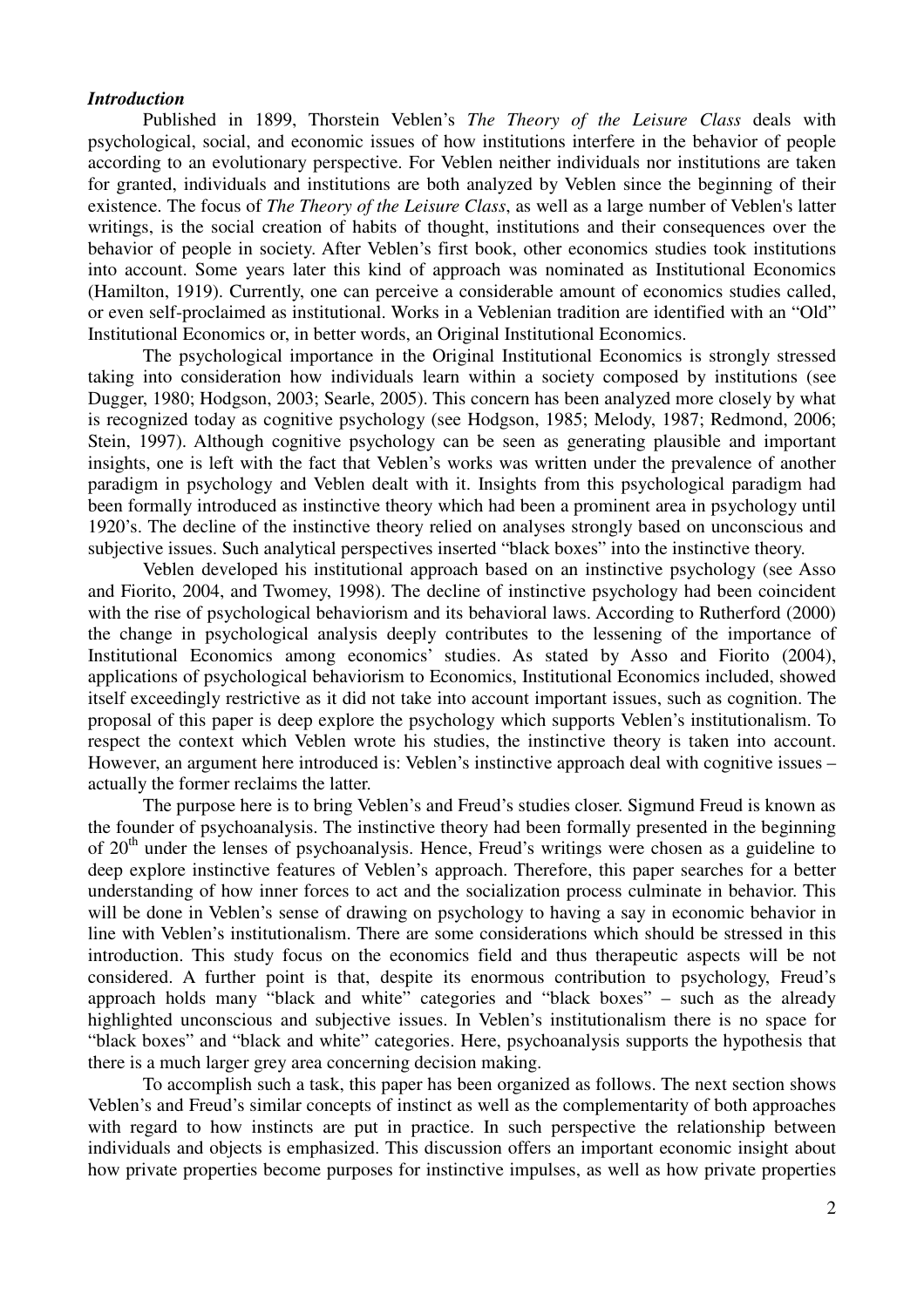## *Introduction*

Published in 1899, Thorstein Veblen's *The Theory of the Leisure Class* deals with psychological, social, and economic issues of how institutions interfere in the behavior of people according to an evolutionary perspective. For Veblen neither individuals nor institutions are taken for granted, individuals and institutions are both analyzed by Veblen since the beginning of their existence. The focus of *The Theory of the Leisure Class*, as well as a large number of Veblen's latter writings, is the social creation of habits of thought, institutions and their consequences over the behavior of people in society. After Veblen's first book, other economics studies took institutions into account. Some years later this kind of approach was nominated as Institutional Economics (Hamilton, 1919). Currently, one can perceive a considerable amount of economics studies called, or even self-proclaimed as institutional. Works in a Veblenian tradition are identified with an "Old" Institutional Economics or, in better words, an Original Institutional Economics.

The psychological importance in the Original Institutional Economics is strongly stressed taking into consideration how individuals learn within a society composed by institutions (see Dugger, 1980; Hodgson, 2003; Searle, 2005). This concern has been analyzed more closely by what is recognized today as cognitive psychology (see Hodgson, 1985; Melody, 1987; Redmond, 2006; Stein, 1997). Although cognitive psychology can be seen as generating plausible and important insights, one is left with the fact that Veblen's works was written under the prevalence of another paradigm in psychology and Veblen dealt with it. Insights from this psychological paradigm had been formally introduced as instinctive theory which had been a prominent area in psychology until 1920's. The decline of the instinctive theory relied on analyses strongly based on unconscious and subjective issues. Such analytical perspectives inserted "black boxes" into the instinctive theory.

Veblen developed his institutional approach based on an instinctive psychology (see Asso and Fiorito, 2004, and Twomey, 1998). The decline of instinctive psychology had been coincident with the rise of psychological behaviorism and its behavioral laws. According to Rutherford (2000) the change in psychological analysis deeply contributes to the lessening of the importance of Institutional Economics among economics' studies. As stated by Asso and Fiorito (2004), applications of psychological behaviorism to Economics, Institutional Economics included, showed itself exceedingly restrictive as it did not take into account important issues, such as cognition. The proposal of this paper is deep explore the psychology which supports Veblen's institutionalism. To respect the context which Veblen wrote his studies, the instinctive theory is taken into account. However, an argument here introduced is: Veblen's instinctive approach deal with cognitive issues – actually the former reclaims the latter.

The purpose here is to bring Veblen's and Freud's studies closer. Sigmund Freud is known as the founder of psychoanalysis. The instinctive theory had been formally presented in the beginning of 20$^{th}$ under the lenses of psychoanalysis. Hence, Freud's writings were chosen as a guideline to deep explore instinctive features of Veblen's approach. Therefore, this paper searches for a better understanding of how inner forces to act and the socialization process culminate in behavior. This will be done in Veblen's sense of drawing on psychology to having a say in economic behavior in line with Veblen's institutionalism. There are some considerations which should be stressed in this introduction. This study focus on the economics field and thus therapeutic aspects will be not considered. A further point is that, despite its enormous contribution to psychology, Freud's approach holds many "black and white" categories and "black boxes" – such as the already highlighted unconscious and subjective issues. In Veblen's institutionalism there is no space for "black boxes" and "black and white" categories. Here, psychoanalysis supports the hypothesis that there is a much larger grey area concerning decision making.

To accomplish such a task, this paper has been organized as follows. The next section shows Veblen's and Freud's similar concepts of instinct as well as the complementarity of both approaches with regard to how instincts are put in practice. In such perspective the relationship between individuals and objects is emphasized. This discussion offers an important economic insight about how private properties become purposes for instinctive impulses, as well as how private properties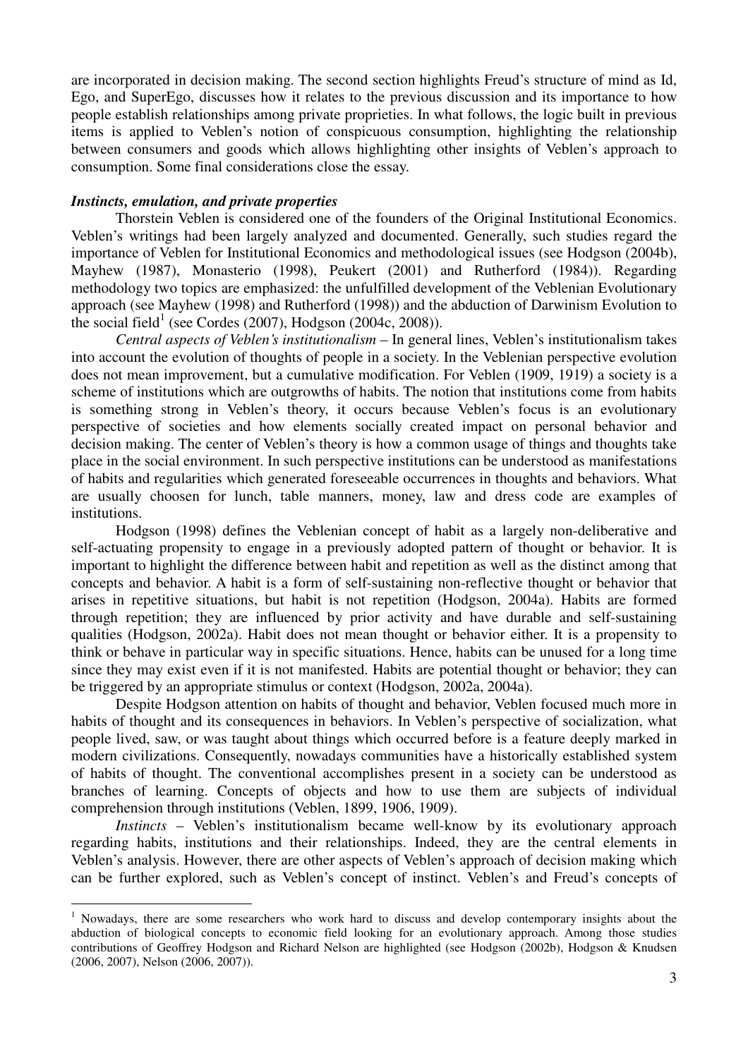are incorporated in decision making. The second section highlights Freud's structure of mind as Id, Ego, and SuperEgo, discusses how it relates to the previous discussion and its importance to how people establish relationships among private proprieties. In what follows, the logic built in previous items is applied to Veblen's notion of conspicuous consumption, highlighting the relationship between consumers and goods which allows highlighting other insights of Veblen's approach to consumption. Some final considerations close the essay.

### *Instincts, emulation, and private properties*

Thorstein Veblen is considered one of the founders of the Original Institutional Economics. Veblen's writings had been largely analyzed and documented. Generally, such studies regard the importance of Veblen for Institutional Economics and methodological issues (see Hodgson (2004b), Mayhew (1987), Monasterio (1998), Peukert (2001) and Rutherford (1984)). Regarding methodology two topics are emphasized: the unfulfilled development of the Veblenian Evolutionary approach (see Mayhew (1998) and Rutherford (1998)) and the abduction of Darwinism Evolution to the social field[1] (see Cordes (2007), Hodgson (2004c, 2008)).

*Central aspects of Veblen's institutionalism* – In general lines, Veblen's institutionalism takes into account the evolution of thoughts of people in a society. In the Veblenian perspective evolution does not mean improvement, but a cumulative modification. For Veblen (1909, 1919) a society is a scheme of institutions which are outgrowths of habits. The notion that institutions come from habits is something strong in Veblen's theory, it occurs because Veblen's focus is an evolutionary perspective of societies and how elements socially created impact on personal behavior and decision making. The center of Veblen's theory is how a common usage of things and thoughts take place in the social environment. In such perspective institutions can be understood as manifestations of habits and regularities which generated foreseeable occurrences in thoughts and behaviors. What are usually choosen for lunch, table manners, money, law and dress code are examples of institutions.

Hodgson (1998) defines the Veblenian concept of habit as a largely non-deliberative and self-actuating propensity to engage in a previously adopted pattern of thought or behavior. It is important to highlight the difference between habit and repetition as well as the distinct among that concepts and behavior. A habit is a form of self-sustaining non-reflective thought or behavior that arises in repetitive situations, but habit is not repetition (Hodgson, 2004a). Habits are formed through repetition; they are influenced by prior activity and have durable and self-sustaining qualities (Hodgson, 2002a). Habit does not mean thought or behavior either. It is a propensity to think or behave in particular way in specific situations. Hence, habits can be unused for a long time since they may exist even if it is not manifested. Habits are potential thought or behavior; they can be triggered by an appropriate stimulus or context (Hodgson, 2002a, 2004a).

Despite Hodgson attention on habits of thought and behavior, Veblen focused much more in habits of thought and its consequences in behaviors. In Veblen's perspective of socialization, what people lived, saw, or was taught about things which occurred before is a feature deeply marked in modern civilizations. Consequently, nowadays communities have a historically established system of habits of thought. The conventional accomplishes present in a society can be understood as branches of learning. Concepts of objects and how to use them are subjects of individual comprehension through institutions (Veblen, 1899, 1906, 1909).

*Instincts* – Veblen's institutionalism became well-know by its evolutionary approach regarding habits, institutions and their relationships. Indeed, they are the central elements in Veblen's analysis. However, there are other aspects of Veblen's approach of decision making which can be further explored, such as Veblen's concept of instinct. Veblen's and Freud's concepts of

---

[1] Nowadays, there are some researchers who work hard to discuss and develop contemporary insights about the abduction of biological concepts to economic field looking for an evolutionary approach. Among those studies contributions of Geoffrey Hodgson and Richard Nelson are highlighted (see Hodgson (2002b), Hodgson & Knudsen (2006, 2007), Nelson (2006, 2007)).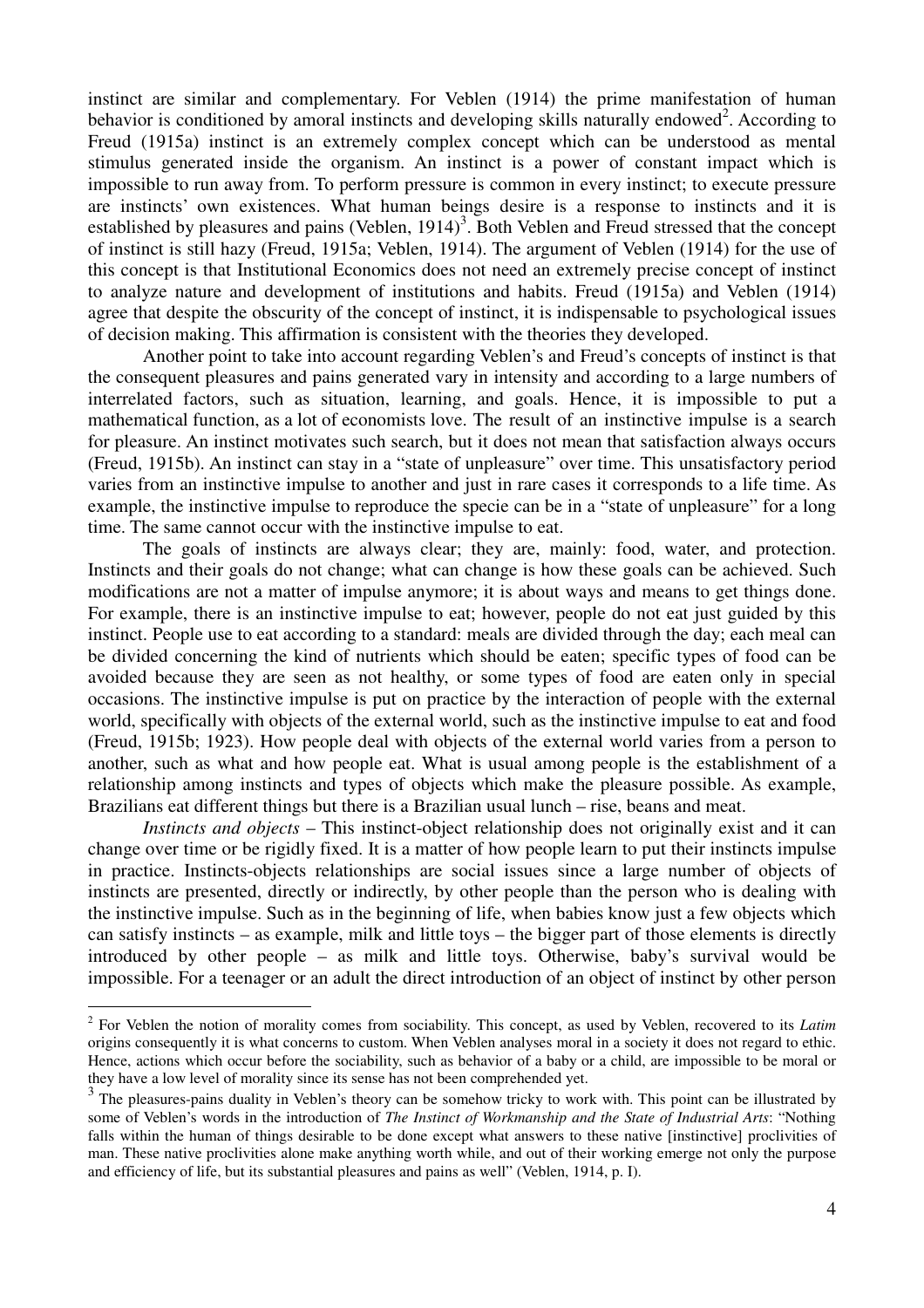instinct are similar and complementary. For Veblen (1914) the prime manifestation of human behavior is conditioned by amoral instincts and developing skills naturally endowed[2]. According to Freud (1915a) instinct is an extremely complex concept which can be understood as mental stimulus generated inside the organism. An instinct is a power of constant impact which is impossible to run away from. To perform pressure is common in every instinct; to execute pressure are instincts' own existences. What human beings desire is a response to instincts and it is established by pleasures and pains (Veblen, 1914)[3]. Both Veblen and Freud stressed that the concept of instinct is still hazy (Freud, 1915a; Veblen, 1914). The argument of Veblen (1914) for the use of this concept is that Institutional Economics does not need an extremely precise concept of instinct to analyze nature and development of institutions and habits. Freud (1915a) and Veblen (1914) agree that despite the obscurity of the concept of instinct, it is indispensable to psychological issues of decision making. This affirmation is consistent with the theories they developed.

Another point to take into account regarding Veblen's and Freud's concepts of instinct is that the consequent pleasures and pains generated vary in intensity and according to a large numbers of interrelated factors, such as situation, learning, and goals. Hence, it is impossible to put a mathematical function, as a lot of economists love. The result of an instinctive impulse is a search for pleasure. An instinct motivates such search, but it does not mean that satisfaction always occurs (Freud, 1915b). An instinct can stay in a "state of unpleasure" over time. This unsatisfactory period varies from an instinctive impulse to another and just in rare cases it corresponds to a life time. As example, the instinctive impulse to reproduce the specie can be in a "state of unpleasure" for a long time. The same cannot occur with the instinctive impulse to eat.

The goals of instincts are always clear; they are, mainly: food, water, and protection. Instincts and their goals do not change; what can change is how these goals can be achieved. Such modifications are not a matter of impulse anymore; it is about ways and means to get things done. For example, there is an instinctive impulse to eat; however, people do not eat just guided by this instinct. People use to eat according to a standard: meals are divided through the day; each meal can be divided concerning the kind of nutrients which should be eaten; specific types of food can be avoided because they are seen as not healthy, or some types of food are eaten only in special occasions. The instinctive impulse is put on practice by the interaction of people with the external world, specifically with objects of the external world, such as the instinctive impulse to eat and food (Freud, 1915b; 1923). How people deal with objects of the external world varies from a person to another, such as what and how people eat. What is usual among people is the establishment of a relationship among instincts and types of objects which make the pleasure possible. As example, Brazilians eat different things but there is a Brazilian usual lunch – rise, beans and meat.

*Instincts and objects* – This instinct-object relationship does not originally exist and it can change over time or be rigidly fixed. It is a matter of how people learn to put their instincts impulse in practice. Instincts-objects relationships are social issues since a large number of objects of instincts are presented, directly or indirectly, by other people than the person who is dealing with the instinctive impulse. Such as in the beginning of life, when babies know just a few objects which can satisfy instincts – as example, milk and little toys – the bigger part of those elements is directly introduced by other people – as milk and little toys. Otherwise, baby's survival would be impossible. For a teenager or an adult the direct introduction of an object of instinct by other person

---

[2] For Veblen the notion of morality comes from sociability. This concept, as used by Veblen, recovered to its *Latim* origins consequently it is what concerns to custom. When Veblen analyses moral in a society it does not regard to ethic. Hence, actions which occur before the sociability, such as behavior of a baby or a child, are impossible to be moral or they have a low level of morality since its sense has not been comprehended yet.

[3] The pleasures-pains duality in Veblen's theory can be somehow tricky to work with. This point can be illustrated by some of Veblen's words in the introduction of *The Instinct of Workmanship and the State of Industrial Arts*: "Nothing falls within the human of things desirable to be done except what answers to these native [instinctive] proclivities of man. These native proclivities alone make anything worth while, and out of their working emerge not only the purpose and efficiency of life, but its substantial pleasures and pains as well" (Veblen, 1914, p. I).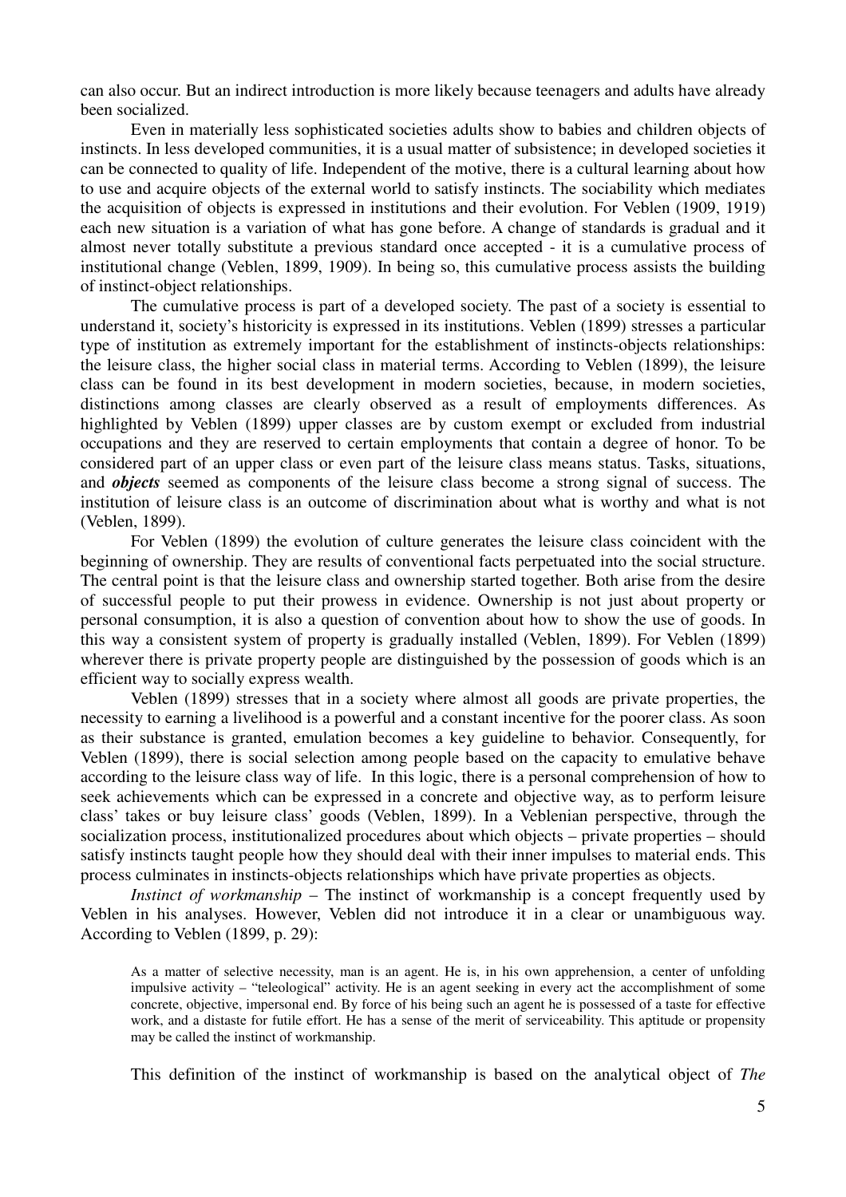can also occur. But an indirect introduction is more likely because teenagers and adults have already been socialized.

Even in materially less sophisticated societies adults show to babies and children objects of instincts. In less developed communities, it is a usual matter of subsistence; in developed societies it can be connected to quality of life. Independent of the motive, there is a cultural learning about how to use and acquire objects of the external world to satisfy instincts. The sociability which mediates the acquisition of objects is expressed in institutions and their evolution. For Veblen (1909, 1919) each new situation is a variation of what has gone before. A change of standards is gradual and it almost never totally substitute a previous standard once accepted - it is a cumulative process of institutional change (Veblen, 1899, 1909). In being so, this cumulative process assists the building of instinct-object relationships.

The cumulative process is part of a developed society. The past of a society is essential to understand it, society's historicity is expressed in its institutions. Veblen (1899) stresses a particular type of institution as extremely important for the establishment of instincts-objects relationships: the leisure class, the higher social class in material terms. According to Veblen (1899), the leisure class can be found in its best development in modern societies, because, in modern societies, distinctions among classes are clearly observed as a result of employments differences. As highlighted by Veblen (1899) upper classes are by custom exempt or excluded from industrial occupations and they are reserved to certain employments that contain a degree of honor. To be considered part of an upper class or even part of the leisure class means status. Tasks, situations, and ***objects*** seemed as components of the leisure class become a strong signal of success. The institution of leisure class is an outcome of discrimination about what is worthy and what is not (Veblen, 1899).

For Veblen (1899) the evolution of culture generates the leisure class coincident with the beginning of ownership. They are results of conventional facts perpetuated into the social structure. The central point is that the leisure class and ownership started together. Both arise from the desire of successful people to put their prowess in evidence. Ownership is not just about property or personal consumption, it is also a question of convention about how to show the use of goods. In this way a consistent system of property is gradually installed (Veblen, 1899). For Veblen (1899) wherever there is private property people are distinguished by the possession of goods which is an efficient way to socially express wealth.

Veblen (1899) stresses that in a society where almost all goods are private properties, the necessity to earning a livelihood is a powerful and a constant incentive for the poorer class. As soon as their substance is granted, emulation becomes a key guideline to behavior. Consequently, for Veblen (1899), there is social selection among people based on the capacity to emulative behave according to the leisure class way of life. In this logic, there is a personal comprehension of how to seek achievements which can be expressed in a concrete and objective way, as to perform leisure class' takes or buy leisure class' goods (Veblen, 1899). In a Veblenian perspective, through the socialization process, institutionalized procedures about which objects – private properties – should satisfy instincts taught people how they should deal with their inner impulses to material ends. This process culminates in instincts-objects relationships which have private properties as objects.

*Instinct of workmanship* – The instinct of workmanship is a concept frequently used by Veblen in his analyses. However, Veblen did not introduce it in a clear or unambiguous way. According to Veblen (1899, p. 29):

> As a matter of selective necessity, man is an agent. He is, in his own apprehension, a center of unfolding impulsive activity – "teleological" activity. He is an agent seeking in every act the accomplishment of some concrete, objective, impersonal end. By force of his being such an agent he is possessed of a taste for effective work, and a distaste for futile effort. He has a sense of the merit of serviceability. This aptitude or propensity may be called the instinct of workmanship.

This definition of the instinct of workmanship is based on the analytical object of *The*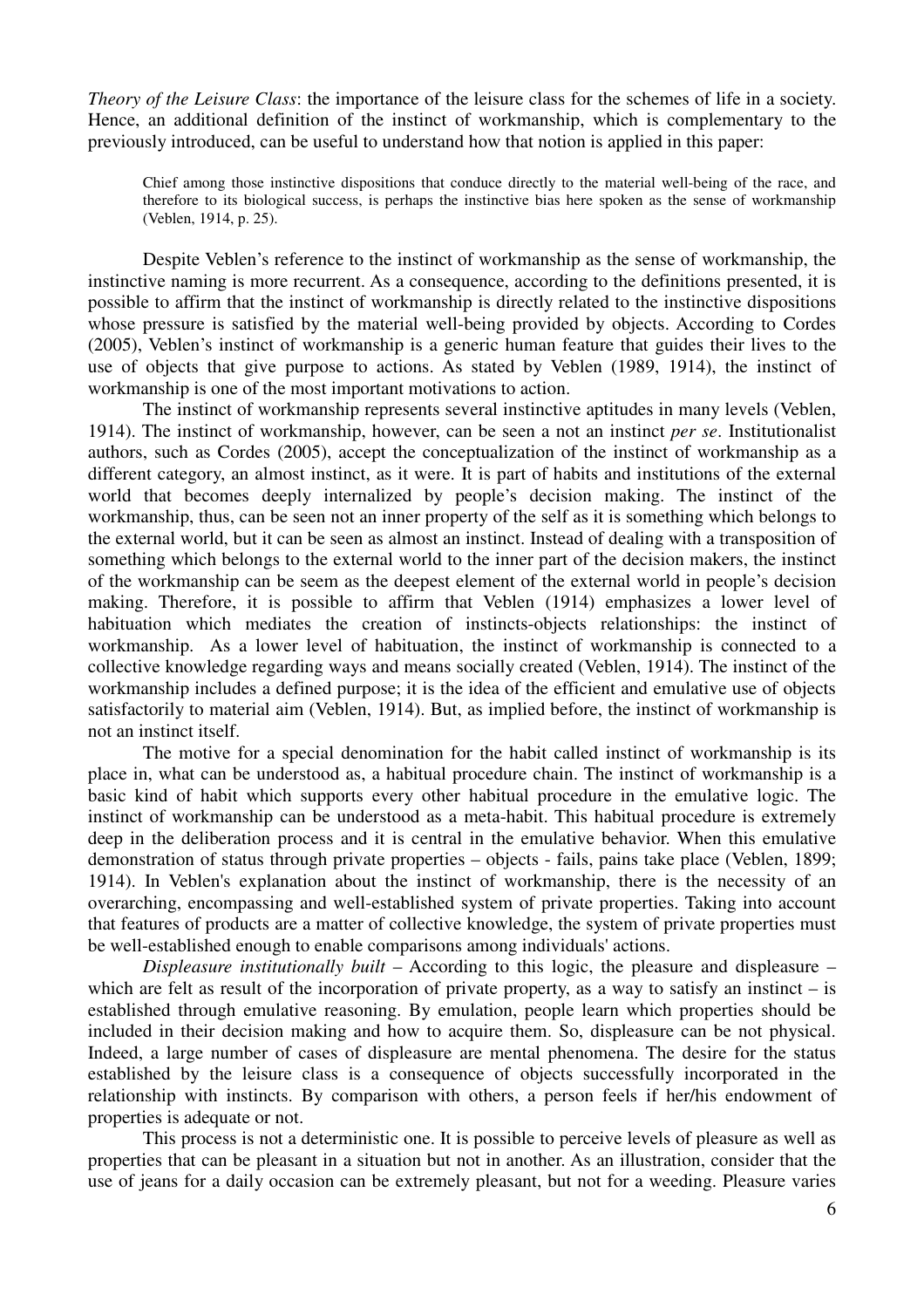*Theory of the Leisure Class*: the importance of the leisure class for the schemes of life in a society. Hence, an additional definition of the instinct of workmanship, which is complementary to the previously introduced, can be useful to understand how that notion is applied in this paper:

> Chief among those instinctive dispositions that conduce directly to the material well-being of the race, and therefore to its biological success, is perhaps the instinctive bias here spoken as the sense of workmanship (Veblen, 1914, p. 25).

Despite Veblen's reference to the instinct of workmanship as the sense of workmanship, the instinctive naming is more recurrent. As a consequence, according to the definitions presented, it is possible to affirm that the instinct of workmanship is directly related to the instinctive dispositions whose pressure is satisfied by the material well-being provided by objects. According to Cordes (2005), Veblen's instinct of workmanship is a generic human feature that guides their lives to the use of objects that give purpose to actions. As stated by Veblen (1989, 1914), the instinct of workmanship is one of the most important motivations to action.

The instinct of workmanship represents several instinctive aptitudes in many levels (Veblen, 1914). The instinct of workmanship, however, can be seen a not an instinct *per se*. Institutionalist authors, such as Cordes (2005), accept the conceptualization of the instinct of workmanship as a different category, an almost instinct, as it were. It is part of habits and institutions of the external world that becomes deeply internalized by people's decision making. The instinct of the workmanship, thus, can be seen not an inner property of the self as it is something which belongs to the external world, but it can be seen as almost an instinct. Instead of dealing with a transposition of something which belongs to the external world to the inner part of the decision makers, the instinct of the workmanship can be seem as the deepest element of the external world in people's decision making. Therefore, it is possible to affirm that Veblen (1914) emphasizes a lower level of habituation which mediates the creation of instincts-objects relationships: the instinct of workmanship. As a lower level of habituation, the instinct of workmanship is connected to a collective knowledge regarding ways and means socially created (Veblen, 1914). The instinct of the workmanship includes a defined purpose; it is the idea of the efficient and emulative use of objects satisfactorily to material aim (Veblen, 1914). But, as implied before, the instinct of workmanship is not an instinct itself.

The motive for a special denomination for the habit called instinct of workmanship is its place in, what can be understood as, a habitual procedure chain. The instinct of workmanship is a basic kind of habit which supports every other habitual procedure in the emulative logic. The instinct of workmanship can be understood as a meta-habit. This habitual procedure is extremely deep in the deliberation process and it is central in the emulative behavior. When this emulative demonstration of status through private properties – objects - fails, pains take place (Veblen, 1899; 1914). In Veblen's explanation about the instinct of workmanship, there is the necessity of an overarching, encompassing and well-established system of private properties. Taking into account that features of products are a matter of collective knowledge, the system of private properties must be well-established enough to enable comparisons among individuals' actions.

*Displeasure institutionally built* – According to this logic, the pleasure and displeasure – which are felt as result of the incorporation of private property, as a way to satisfy an instinct – is established through emulative reasoning. By emulation, people learn which properties should be included in their decision making and how to acquire them. So, displeasure can be not physical. Indeed, a large number of cases of displeasure are mental phenomena. The desire for the status established by the leisure class is a consequence of objects successfully incorporated in the relationship with instincts. By comparison with others, a person feels if her/his endowment of properties is adequate or not.

This process is not a deterministic one. It is possible to perceive levels of pleasure as well as properties that can be pleasant in a situation but not in another. As an illustration, consider that the use of jeans for a daily occasion can be extremely pleasant, but not for a weeding. Pleasure varies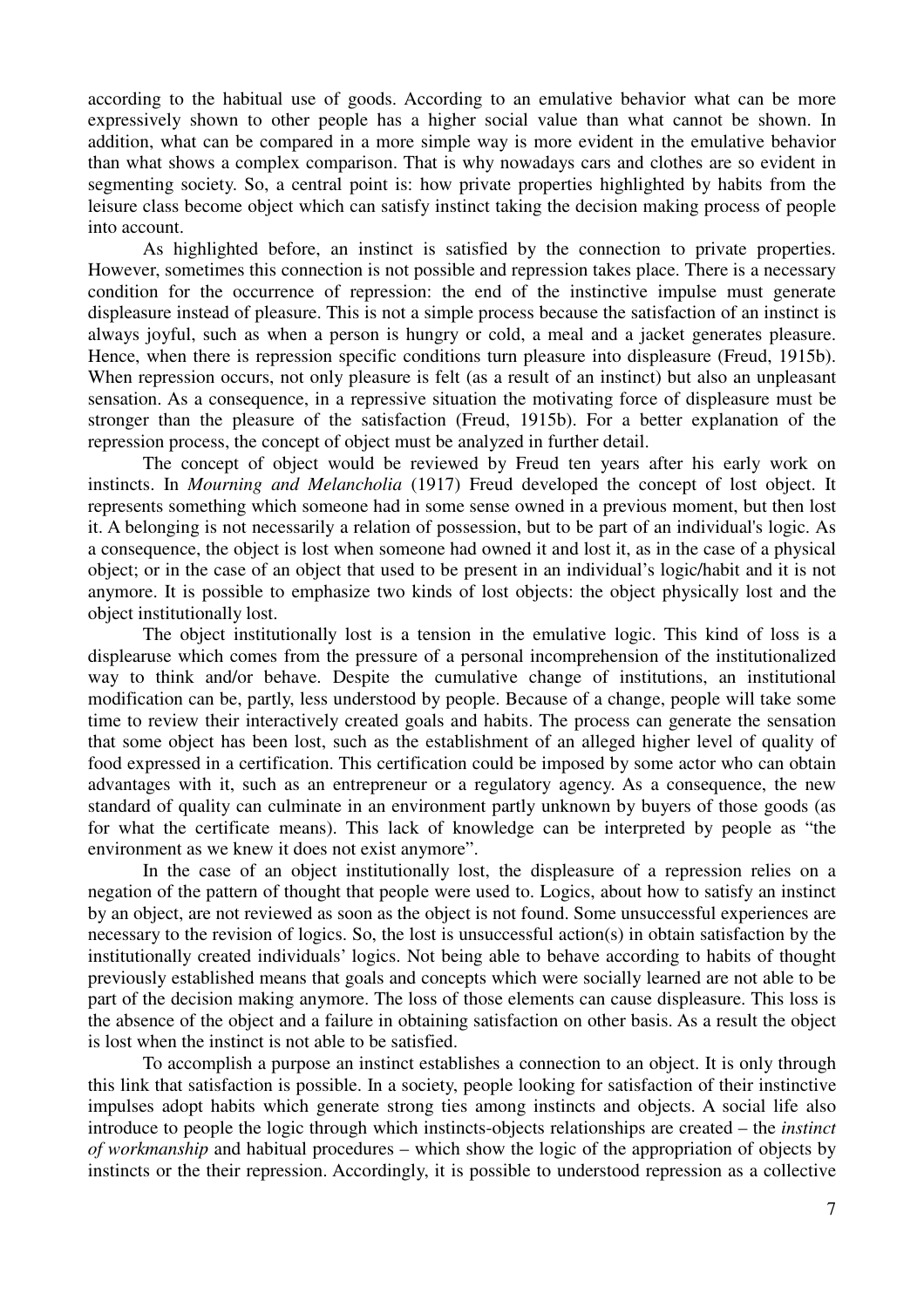according to the habitual use of goods. According to an emulative behavior what can be more expressively shown to other people has a higher social value than what cannot be shown. In addition, what can be compared in a more simple way is more evident in the emulative behavior than what shows a complex comparison. That is why nowadays cars and clothes are so evident in segmenting society. So, a central point is: how private properties highlighted by habits from the leisure class become object which can satisfy instinct taking the decision making process of people into account.

As highlighted before, an instinct is satisfied by the connection to private properties. However, sometimes this connection is not possible and repression takes place. There is a necessary condition for the occurrence of repression: the end of the instinctive impulse must generate displeasure instead of pleasure. This is not a simple process because the satisfaction of an instinct is always joyful, such as when a person is hungry or cold, a meal and a jacket generates pleasure. Hence, when there is repression specific conditions turn pleasure into displeasure (Freud, 1915b). When repression occurs, not only pleasure is felt (as a result of an instinct) but also an unpleasant sensation. As a consequence, in a repressive situation the motivating force of displeasure must be stronger than the pleasure of the satisfaction (Freud, 1915b). For a better explanation of the repression process, the concept of object must be analyzed in further detail.

The concept of object would be reviewed by Freud ten years after his early work on instincts. In *Mourning and Melancholia* (1917) Freud developed the concept of lost object. It represents something which someone had in some sense owned in a previous moment, but then lost it. A belonging is not necessarily a relation of possession, but to be part of an individual's logic. As a consequence, the object is lost when someone had owned it and lost it, as in the case of a physical object; or in the case of an object that used to be present in an individual's logic/habit and it is not anymore. It is possible to emphasize two kinds of lost objects: the object physically lost and the object institutionally lost.

The object institutionally lost is a tension in the emulative logic. This kind of loss is a displearuse which comes from the pressure of a personal incomprehension of the institutionalized way to think and/or behave. Despite the cumulative change of institutions, an institutional modification can be, partly, less understood by people. Because of a change, people will take some time to review their interactively created goals and habits. The process can generate the sensation that some object has been lost, such as the establishment of an alleged higher level of quality of food expressed in a certification. This certification could be imposed by some actor who can obtain advantages with it, such as an entrepreneur or a regulatory agency. As a consequence, the new standard of quality can culminate in an environment partly unknown by buyers of those goods (as for what the certificate means). This lack of knowledge can be interpreted by people as "the environment as we knew it does not exist anymore".

In the case of an object institutionally lost, the displeasure of a repression relies on a negation of the pattern of thought that people were used to. Logics, about how to satisfy an instinct by an object, are not reviewed as soon as the object is not found. Some unsuccessful experiences are necessary to the revision of logics. So, the lost is unsuccessful action(s) in obtain satisfaction by the institutionally created individuals' logics. Not being able to behave according to habits of thought previously established means that goals and concepts which were socially learned are not able to be part of the decision making anymore. The loss of those elements can cause displeasure. This loss is the absence of the object and a failure in obtaining satisfaction on other basis. As a result the object is lost when the instinct is not able to be satisfied.

To accomplish a purpose an instinct establishes a connection to an object. It is only through this link that satisfaction is possible. In a society, people looking for satisfaction of their instinctive impulses adopt habits which generate strong ties among instincts and objects. A social life also introduce to people the logic through which instincts-objects relationships are created – the *instinct of workmanship* and habitual procedures – which show the logic of the appropriation of objects by instincts or the their repression. Accordingly, it is possible to understood repression as a collective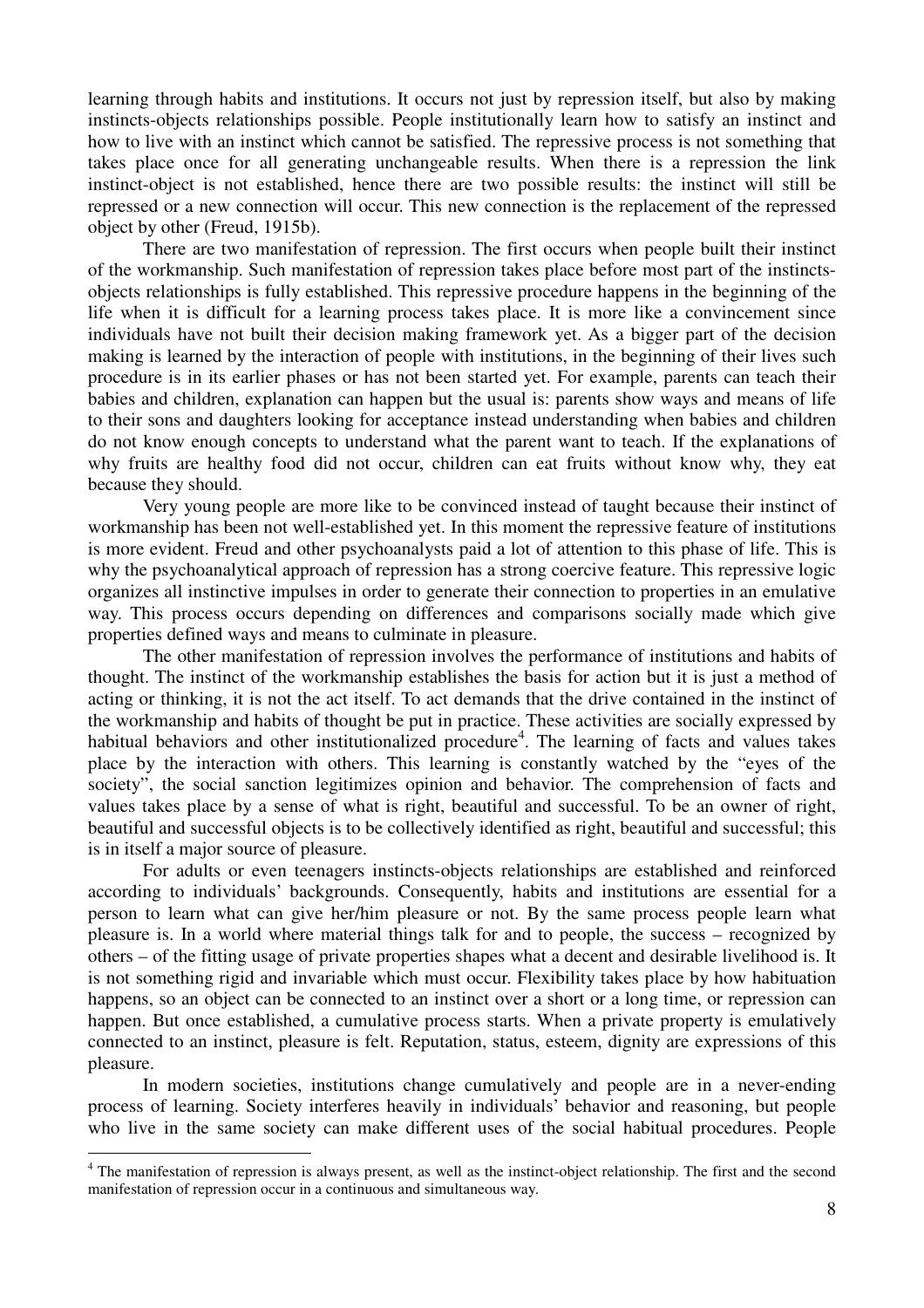learning through habits and institutions. It occurs not just by repression itself, but also by making instincts-objects relationships possible. People institutionally learn how to satisfy an instinct and how to live with an instinct which cannot be satisfied. The repressive process is not something that takes place once for all generating unchangeable results. When there is a repression the link instinct-object is not established, hence there are two possible results: the instinct will still be repressed or a new connection will occur. This new connection is the replacement of the repressed object by other (Freud, 1915b).

There are two manifestation of repression. The first occurs when people built their instinct of the workmanship. Such manifestation of repression takes place before most part of the instincts-objects relationships is fully established. This repressive procedure happens in the beginning of the life when it is difficult for a learning process takes place. It is more like a convincement since individuals have not built their decision making framework yet. As a bigger part of the decision making is learned by the interaction of people with institutions, in the beginning of their lives such procedure is in its earlier phases or has not been started yet. For example, parents can teach their babies and children, explanation can happen but the usual is: parents show ways and means of life to their sons and daughters looking for acceptance instead understanding when babies and children do not know enough concepts to understand what the parent want to teach. If the explanations of why fruits are healthy food did not occur, children can eat fruits without know why, they eat because they should.

Very young people are more like to be convinced instead of taught because their instinct of workmanship has been not well-established yet. In this moment the repressive feature of institutions is more evident. Freud and other psychoanalysts paid a lot of attention to this phase of life. This is why the psychoanalytical approach of repression has a strong coercive feature. This repressive logic organizes all instinctive impulses in order to generate their connection to properties in an emulative way. This process occurs depending on differences and comparisons socially made which give properties defined ways and means to culminate in pleasure.

The other manifestation of repression involves the performance of institutions and habits of thought. The instinct of the workmanship establishes the basis for action but it is just a method of acting or thinking, it is not the act itself. To act demands that the drive contained in the instinct of the workmanship and habits of thought be put in practice. These activities are socially expressed by habitual behaviors and other institutionalized procedure[4]. The learning of facts and values takes place by the interaction with others. This learning is constantly watched by the "eyes of the society", the social sanction legitimizes opinion and behavior. The comprehension of facts and values takes place by a sense of what is right, beautiful and successful. To be an owner of right, beautiful and successful objects is to be collectively identified as right, beautiful and successful; this is in itself a major source of pleasure.

For adults or even teenagers instincts-objects relationships are established and reinforced according to individuals' backgrounds. Consequently, habits and institutions are essential for a person to learn what can give her/him pleasure or not. By the same process people learn what pleasure is. In a world where material things talk for and to people, the success – recognized by others – of the fitting usage of private properties shapes what a decent and desirable livelihood is. It is not something rigid and invariable which must occur. Flexibility takes place by how habituation happens, so an object can be connected to an instinct over a short or a long time, or repression can happen. But once established, a cumulative process starts. When a private property is emulatively connected to an instinct, pleasure is felt. Reputation, status, esteem, dignity are expressions of this pleasure.

In modern societies, institutions change cumulatively and people are in a never-ending process of learning. Society interferes heavily in individuals' behavior and reasoning, but people who live in the same society can make different uses of the social habitual procedures. People

[4] The manifestation of repression is always present, as well as the instinct-object relationship. The first and the second manifestation of repression occur in a continuous and simultaneous way.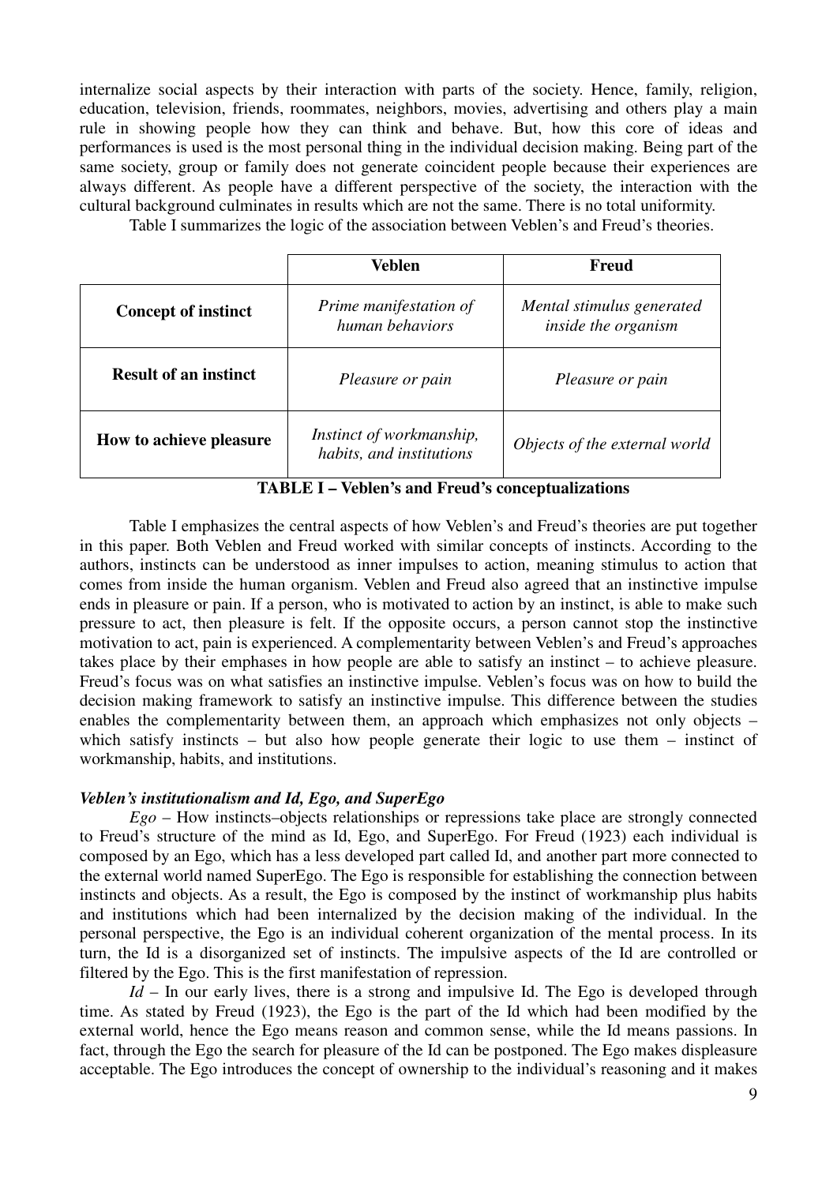internalize social aspects by their interaction with parts of the society. Hence, family, religion, education, television, friends, roommates, neighbors, movies, advertising and others play a main rule in showing people how they can think and behave. But, how this core of ideas and performances is used is the most personal thing in the individual decision making. Being part of the same society, group or family does not generate coincident people because their experiences are always different. As people have a different perspective of the society, the interaction with the cultural background culminates in results which are not the same. There is no total uniformity.

Table I summarizes the logic of the association between Veblen's and Freud's theories.

| | **Veblen** | **Freud** |
|---|---|---|
| **Concept of instinct** | *Prime manifestation of human behaviors* | *Mental stimulus generated inside the organism* |
| **Result of an instinct** | *Pleasure or pain* | *Pleasure or pain* |
| **How to achieve pleasure** | *Instinct of workmanship, habits, and institutions* | *Objects of the external world* |

**TABLE I – Veblen's and Freud's conceptualizations**

Table I emphasizes the central aspects of how Veblen's and Freud's theories are put together in this paper. Both Veblen and Freud worked with similar concepts of instincts. According to the authors, instincts can be understood as inner impulses to action, meaning stimulus to action that comes from inside the human organism. Veblen and Freud also agreed that an instinctive impulse ends in pleasure or pain. If a person, who is motivated to action by an instinct, is able to make such pressure to act, then pleasure is felt. If the opposite occurs, a person cannot stop the instinctive motivation to act, pain is experienced. A complementarity between Veblen's and Freud's approaches takes place by their emphases in how people are able to satisfy an instinct – to achieve pleasure. Freud's focus was on what satisfies an instinctive impulse. Veblen's focus was on how to build the decision making framework to satisfy an instinctive impulse. This difference between the studies enables the complementarity between them, an approach which emphasizes not only objects – which satisfy instincts – but also how people generate their logic to use them – instinct of workmanship, habits, and institutions.

***Veblen's institutionalism and Id, Ego, and SuperEgo***

*Ego* – How instincts–objects relationships or repressions take place are strongly connected to Freud's structure of the mind as Id, Ego, and SuperEgo. For Freud (1923) each individual is composed by an Ego, which has a less developed part called Id, and another part more connected to the external world named SuperEgo. The Ego is responsible for establishing the connection between instincts and objects. As a result, the Ego is composed by the instinct of workmanship plus habits and institutions which had been internalized by the decision making of the individual. In the personal perspective, the Ego is an individual coherent organization of the mental process. In its turn, the Id is a disorganized set of instincts. The impulsive aspects of the Id are controlled or filtered by the Ego. This is the first manifestation of repression.

*Id* – In our early lives, there is a strong and impulsive Id. The Ego is developed through time. As stated by Freud (1923), the Ego is the part of the Id which had been modified by the external world, hence the Ego means reason and common sense, while the Id means passions. In fact, through the Ego the search for pleasure of the Id can be postponed. The Ego makes displeasure acceptable. The Ego introduces the concept of ownership to the individual's reasoning and it makes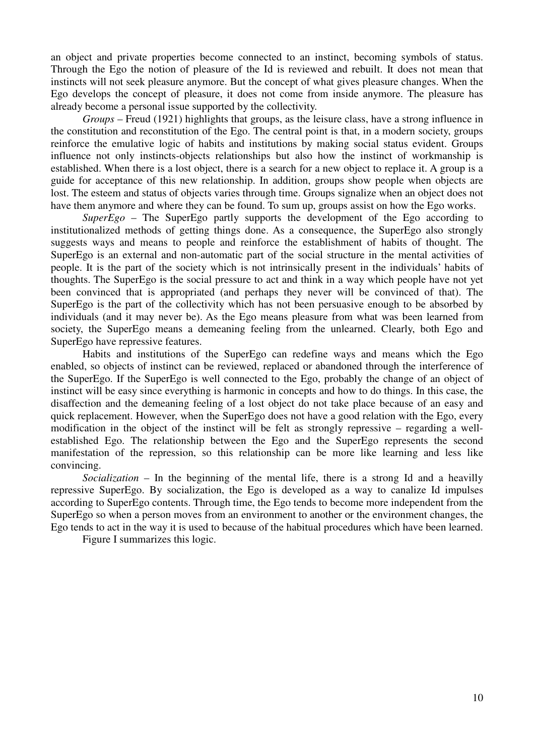an object and private properties become connected to an instinct, becoming symbols of status. Through the Ego the notion of pleasure of the Id is reviewed and rebuilt. It does not mean that instincts will not seek pleasure anymore. But the concept of what gives pleasure changes. When the Ego develops the concept of pleasure, it does not come from inside anymore. The pleasure has already become a personal issue supported by the collectivity.

*Groups* – Freud (1921) highlights that groups, as the leisure class, have a strong influence in the constitution and reconstitution of the Ego. The central point is that, in a modern society, groups reinforce the emulative logic of habits and institutions by making social status evident. Groups influence not only instincts-objects relationships but also how the instinct of workmanship is established. When there is a lost object, there is a search for a new object to replace it. A group is a guide for acceptance of this new relationship. In addition, groups show people when objects are lost. The esteem and status of objects varies through time. Groups signalize when an object does not have them anymore and where they can be found. To sum up, groups assist on how the Ego works.

*SuperEgo* – The SuperEgo partly supports the development of the Ego according to institutionalized methods of getting things done. As a consequence, the SuperEgo also strongly suggests ways and means to people and reinforce the establishment of habits of thought. The SuperEgo is an external and non-automatic part of the social structure in the mental activities of people. It is the part of the society which is not intrinsically present in the individuals' habits of thoughts. The SuperEgo is the social pressure to act and think in a way which people have not yet been convinced that is appropriated (and perhaps they never will be convinced of that). The SuperEgo is the part of the collectivity which has not been persuasive enough to be absorbed by individuals (and it may never be). As the Ego means pleasure from what was been learned from society, the SuperEgo means a demeaning feeling from the unlearned. Clearly, both Ego and SuperEgo have repressive features.

Habits and institutions of the SuperEgo can redefine ways and means which the Ego enabled, so objects of instinct can be reviewed, replaced or abandoned through the interference of the SuperEgo. If the SuperEgo is well connected to the Ego, probably the change of an object of instinct will be easy since everything is harmonic in concepts and how to do things. In this case, the disaffection and the demeaning feeling of a lost object do not take place because of an easy and quick replacement. However, when the SuperEgo does not have a good relation with the Ego, every modification in the object of the instinct will be felt as strongly repressive – regarding a well-established Ego. The relationship between the Ego and the SuperEgo represents the second manifestation of the repression, so this relationship can be more like learning and less like convincing.

*Socialization* – In the beginning of the mental life, there is a strong Id and a heavilly repressive SuperEgo. By socialization, the Ego is developed as a way to canalize Id impulses according to SuperEgo contents. Through time, the Ego tends to become more independent from the SuperEgo so when a person moves from an environment to another or the environment changes, the Ego tends to act in the way it is used to because of the habitual procedures which have been learned.

Figure I summarizes this logic.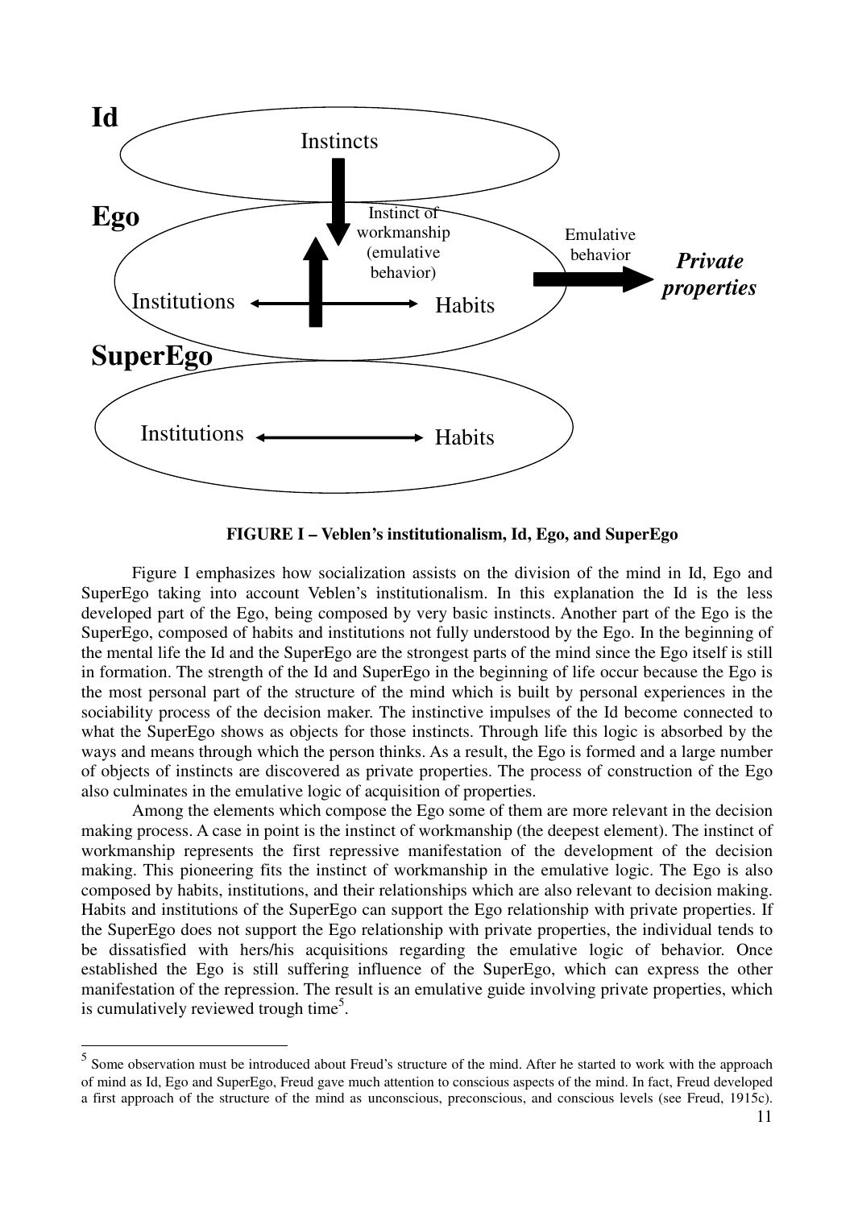Id

Instincts

Ego

Instinct of workmanship (emulative behavior)

Emulative behavior

*Private properties*

Institutions ↔ Habits

SuperEgo

Institutions ↔ Habits

**FIGURE I – Veblen's institutionalism, Id, Ego, and SuperEgo**

Figure I emphasizes how socialization assists on the division of the mind in Id, Ego and SuperEgo taking into account Veblen's institutionalism. In this explanation the Id is the less developed part of the Ego, being composed by very basic instincts. Another part of the Ego is the SuperEgo, composed of habits and institutions not fully understood by the Ego. In the beginning of the mental life the Id and the SuperEgo are the strongest parts of the mind since the Ego itself is still in formation. The strength of the Id and SuperEgo in the beginning of life occur because the Ego is the most personal part of the structure of the mind which is built by personal experiences in the sociability process of the decision maker. The instinctive impulses of the Id become connected to what the SuperEgo shows as objects for those instincts. Through life this logic is absorbed by the ways and means through which the person thinks. As a result, the Ego is formed and a large number of objects of instincts are discovered as private properties. The process of construction of the Ego also culminates in the emulative logic of acquisition of properties.

Among the elements which compose the Ego some of them are more relevant in the decision making process. A case in point is the instinct of workmanship (the deepest element). The instinct of workmanship represents the first repressive manifestation of the development of the decision making. This pioneering fits the instinct of workmanship in the emulative logic. The Ego is also composed by habits, institutions, and their relationships which are also relevant to decision making. Habits and institutions of the SuperEgo can support the Ego relationship with private properties. If the SuperEgo does not support the Ego relationship with private properties, the individual tends to be dissatisfied with hers/his acquisitions regarding the emulative logic of behavior. Once established the Ego is still suffering influence of the SuperEgo, which can express the other manifestation of the repression. The result is an emulative guide involving private properties, which is cumulatively reviewed trough time[5].

---

[5] Some observation must be introduced about Freud's structure of the mind. After he started to work with the approach of mind as Id, Ego and SuperEgo, Freud gave much attention to conscious aspects of the mind. In fact, Freud developed a first approach of the structure of the mind as unconscious, preconscious, and conscious levels (see Freud, 1915c).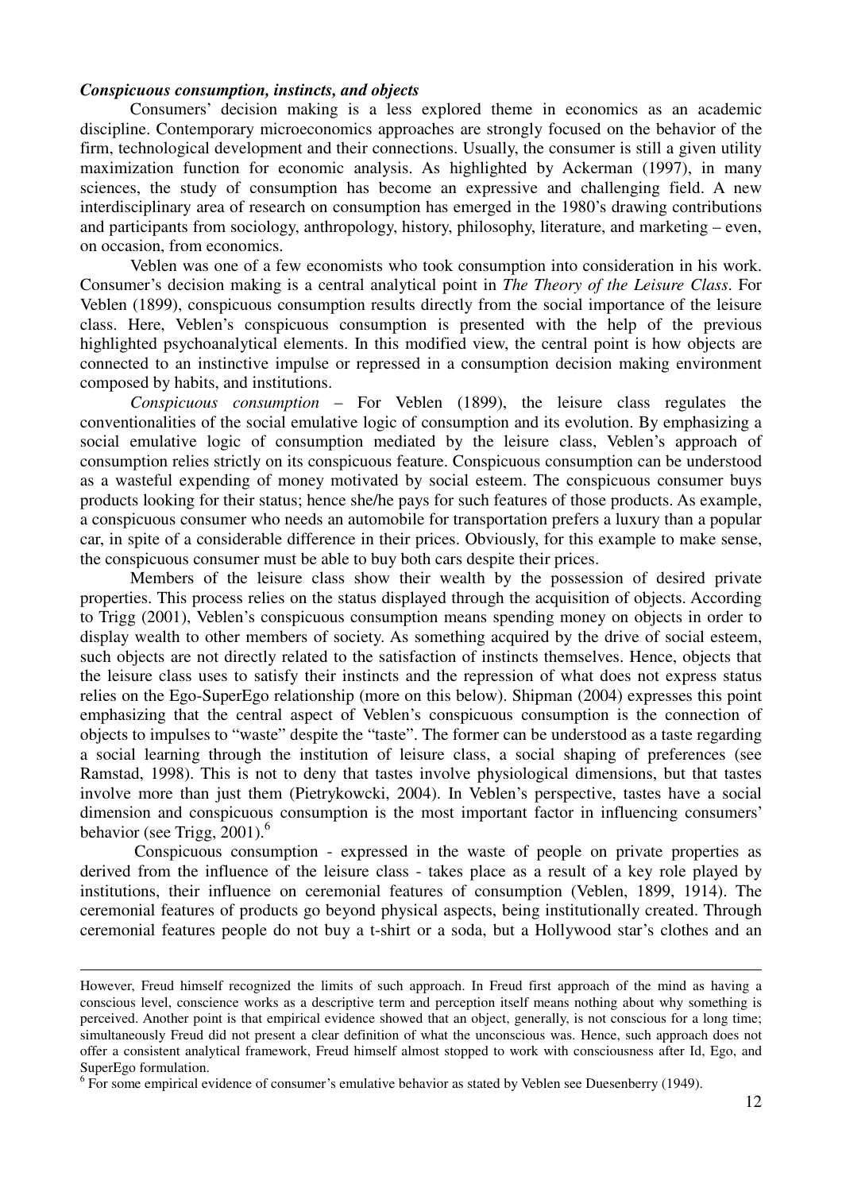***Conspicuous consumption, instincts, and objects***

Consumers' decision making is a less explored theme in economics as an academic discipline. Contemporary microeconomics approaches are strongly focused on the behavior of the firm, technological development and their connections. Usually, the consumer is still a given utility maximization function for economic analysis. As highlighted by Ackerman (1997), in many sciences, the study of consumption has become an expressive and challenging field. A new interdisciplinary area of research on consumption has emerged in the 1980's drawing contributions and participants from sociology, anthropology, history, philosophy, literature, and marketing – even, on occasion, from economics.

Veblen was one of a few economists who took consumption into consideration in his work. Consumer's decision making is a central analytical point in *The Theory of the Leisure Class*. For Veblen (1899), conspicuous consumption results directly from the social importance of the leisure class. Here, Veblen's conspicuous consumption is presented with the help of the previous highlighted psychoanalytical elements. In this modified view, the central point is how objects are connected to an instinctive impulse or repressed in a consumption decision making environment composed by habits, and institutions.

*Conspicuous consumption* – For Veblen (1899), the leisure class regulates the conventionalities of the social emulative logic of consumption and its evolution. By emphasizing a social emulative logic of consumption mediated by the leisure class, Veblen's approach of consumption relies strictly on its conspicuous feature. Conspicuous consumption can be understood as a wasteful expending of money motivated by social esteem. The conspicuous consumer buys products looking for their status; hence she/he pays for such features of those products. As example, a conspicuous consumer who needs an automobile for transportation prefers a luxury than a popular car, in spite of a considerable difference in their prices. Obviously, for this example to make sense, the conspicuous consumer must be able to buy both cars despite their prices.

Members of the leisure class show their wealth by the possession of desired private properties. This process relies on the status displayed through the acquisition of objects. According to Trigg (2001), Veblen's conspicuous consumption means spending money on objects in order to display wealth to other members of society. As something acquired by the drive of social esteem, such objects are not directly related to the satisfaction of instincts themselves. Hence, objects that the leisure class uses to satisfy their instincts and the repression of what does not express status relies on the Ego-SuperEgo relationship (more on this below). Shipman (2004) expresses this point emphasizing that the central aspect of Veblen's conspicuous consumption is the connection of objects to impulses to "waste" despite the "taste". The former can be understood as a taste regarding a social learning through the institution of leisure class, a social shaping of preferences (see Ramstad, 1998). This is not to deny that tastes involve physiological dimensions, but that tastes involve more than just them (Pietrykowcki, 2004). In Veblen's perspective, tastes have a social dimension and conspicuous consumption is the most important factor in influencing consumers' behavior (see Trigg, 2001).[6]

Conspicuous consumption - expressed in the waste of people on private properties as derived from the influence of the leisure class - takes place as a result of a key role played by institutions, their influence on ceremonial features of consumption (Veblen, 1899, 1914). The ceremonial features of products go beyond physical aspects, being institutionally created. Through ceremonial features people do not buy a t-shirt or a soda, but a Hollywood star's clothes and an

---

However, Freud himself recognized the limits of such approach. In Freud first approach of the mind as having a conscious level, conscience works as a descriptive term and perception itself means nothing about why something is perceived. Another point is that empirical evidence showed that an object, generally, is not conscious for a long time; simultaneously Freud did not present a clear definition of what the unconscious was. Hence, such approach does not offer a consistent analytical framework, Freud himself almost stopped to work with consciousness after Id, Ego, and SuperEgo formulation.

[6] For some empirical evidence of consumer's emulative behavior as stated by Veblen see Duesenberry (1949).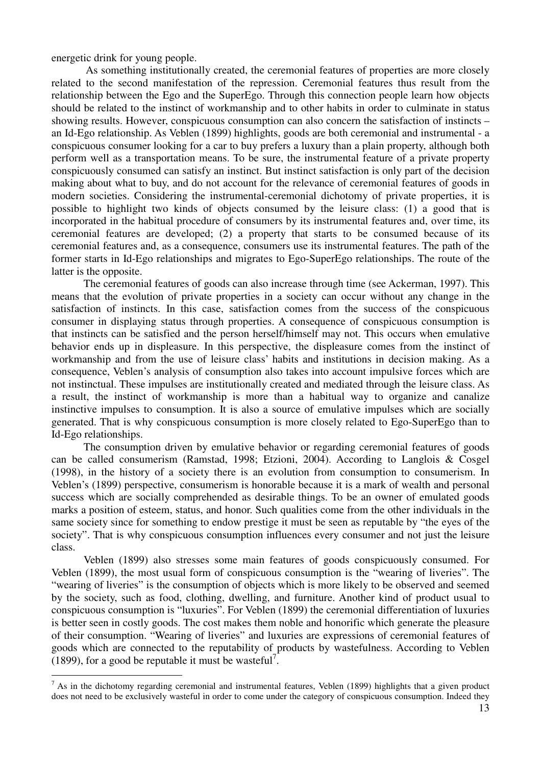energetic drink for young people.

As something institutionally created, the ceremonial features of properties are more closely related to the second manifestation of the repression. Ceremonial features thus result from the relationship between the Ego and the SuperEgo. Through this connection people learn how objects should be related to the instinct of workmanship and to other habits in order to culminate in status showing results. However, conspicuous consumption can also concern the satisfaction of instincts – an Id-Ego relationship. As Veblen (1899) highlights, goods are both ceremonial and instrumental - a conspicuous consumer looking for a car to buy prefers a luxury than a plain property, although both perform well as a transportation means. To be sure, the instrumental feature of a private property conspicuously consumed can satisfy an instinct. But instinct satisfaction is only part of the decision making about what to buy, and do not account for the relevance of ceremonial features of goods in modern societies. Considering the instrumental-ceremonial dichotomy of private properties, it is possible to highlight two kinds of objects consumed by the leisure class: (1) a good that is incorporated in the habitual procedure of consumers by its instrumental features and, over time, its ceremonial features are developed; (2) a property that starts to be consumed because of its ceremonial features and, as a consequence, consumers use its instrumental features. The path of the former starts in Id-Ego relationships and migrates to Ego-SuperEgo relationships. The route of the latter is the opposite.

The ceremonial features of goods can also increase through time (see Ackerman, 1997). This means that the evolution of private properties in a society can occur without any change in the satisfaction of instincts. In this case, satisfaction comes from the success of the conspicuous consumer in displaying status through properties. A consequence of conspicuous consumption is that instincts can be satisfied and the person herself/himself may not. This occurs when emulative behavior ends up in displeasure. In this perspective, the displeasure comes from the instinct of workmanship and from the use of leisure class' habits and institutions in decision making. As a consequence, Veblen's analysis of consumption also takes into account impulsive forces which are not instinctual. These impulses are institutionally created and mediated through the leisure class. As a result, the instinct of workmanship is more than a habitual way to organize and canalize instinctive impulses to consumption. It is also a source of emulative impulses which are socially generated. That is why conspicuous consumption is more closely related to Ego-SuperEgo than to Id-Ego relationships.

The consumption driven by emulative behavior or regarding ceremonial features of goods can be called consumerism (Ramstad, 1998; Etzioni, 2004). According to Langlois & Cosgel (1998), in the history of a society there is an evolution from consumption to consumerism. In Veblen's (1899) perspective, consumerism is honorable because it is a mark of wealth and personal success which are socially comprehended as desirable things. To be an owner of emulated goods marks a position of esteem, status, and honor. Such qualities come from the other individuals in the same society since for something to endow prestige it must be seen as reputable by "the eyes of the society". That is why conspicuous consumption influences every consumer and not just the leisure class.

Veblen (1899) also stresses some main features of goods conspicuously consumed. For Veblen (1899), the most usual form of conspicuous consumption is the "wearing of liveries". The "wearing of liveries" is the consumption of objects which is more likely to be observed and seemed by the society, such as food, clothing, dwelling, and furniture. Another kind of product usual to conspicuous consumption is "luxuries". For Veblen (1899) the ceremonial differentiation of luxuries is better seen in costly goods. The cost makes them noble and honorific which generate the pleasure of their consumption. "Wearing of liveries" and luxuries are expressions of ceremonial features of goods which are connected to the reputability of products by wastefulness. According to Veblen (1899), for a good be reputable it must be wasteful[7].

---

[7] As in the dichotomy regarding ceremonial and instrumental features, Veblen (1899) highlights that a given product does not need to be exclusively wasteful in order to come under the category of conspicuous consumption. Indeed they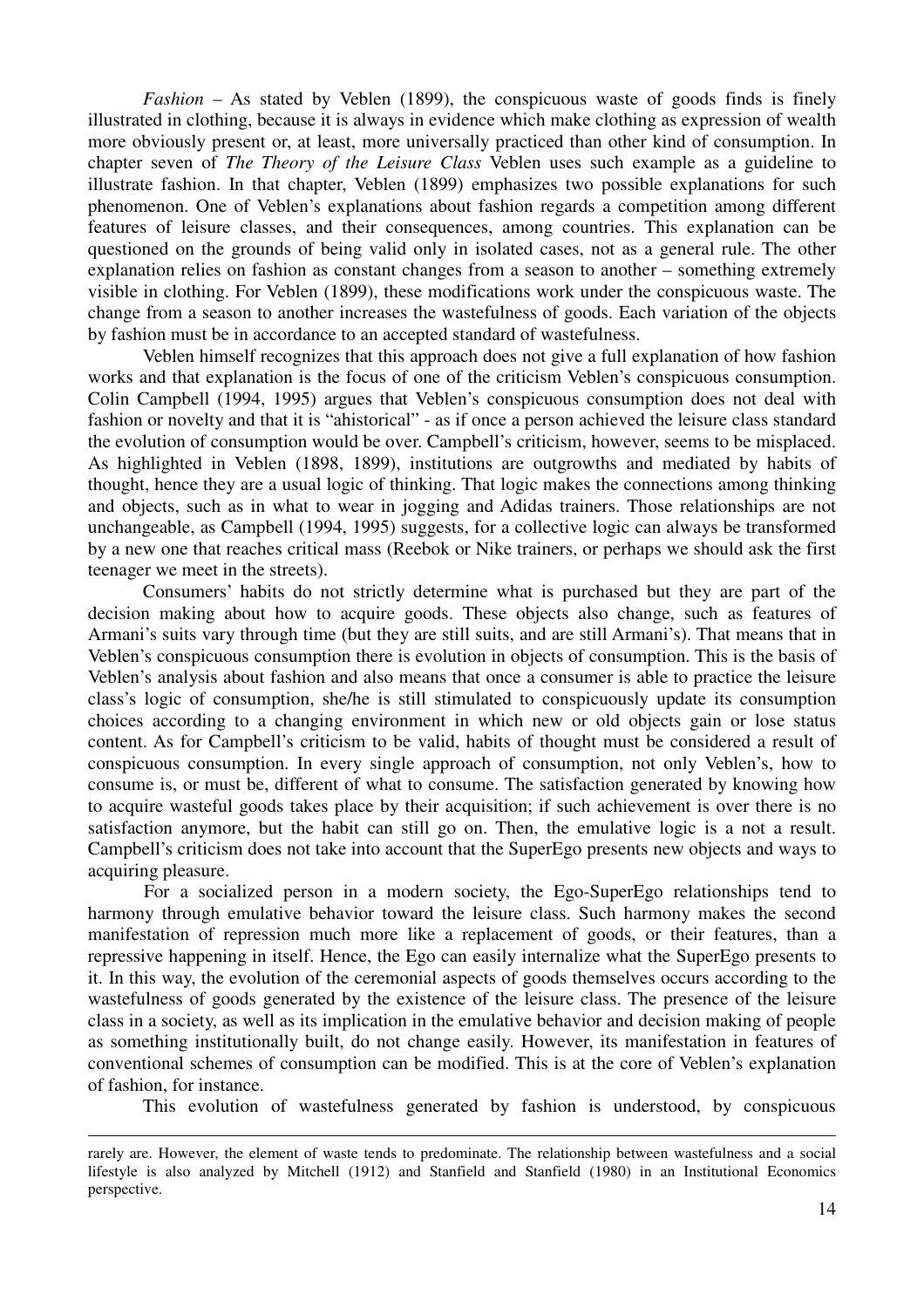*Fashion* – As stated by Veblen (1899), the conspicuous waste of goods finds is finely illustrated in clothing, because it is always in evidence which make clothing as expression of wealth more obviously present or, at least, more universally practiced than other kind of consumption. In chapter seven of *The Theory of the Leisure Class* Veblen uses such example as a guideline to illustrate fashion. In that chapter, Veblen (1899) emphasizes two possible explanations for such phenomenon. One of Veblen's explanations about fashion regards a competition among different features of leisure classes, and their consequences, among countries. This explanation can be questioned on the grounds of being valid only in isolated cases, not as a general rule. The other explanation relies on fashion as constant changes from a season to another – something extremely visible in clothing. For Veblen (1899), these modifications work under the conspicuous waste. The change from a season to another increases the wastefulness of goods. Each variation of the objects by fashion must be in accordance to an accepted standard of wastefulness.

Veblen himself recognizes that this approach does not give a full explanation of how fashion works and that explanation is the focus of one of the criticism Veblen's conspicuous consumption. Colin Campbell (1994, 1995) argues that Veblen's conspicuous consumption does not deal with fashion or novelty and that it is "ahistorical" - as if once a person achieved the leisure class standard the evolution of consumption would be over. Campbell's criticism, however, seems to be misplaced. As highlighted in Veblen (1898, 1899), institutions are outgrowths and mediated by habits of thought, hence they are a usual logic of thinking. That logic makes the connections among thinking and objects, such as in what to wear in jogging and Adidas trainers. Those relationships are not unchangeable, as Campbell (1994, 1995) suggests, for a collective logic can always be transformed by a new one that reaches critical mass (Reebok or Nike trainers, or perhaps we should ask the first teenager we meet in the streets).

Consumers' habits do not strictly determine what is purchased but they are part of the decision making about how to acquire goods. These objects also change, such as features of Armani's suits vary through time (but they are still suits, and are still Armani's). That means that in Veblen's conspicuous consumption there is evolution in objects of consumption. This is the basis of Veblen's analysis about fashion and also means that once a consumer is able to practice the leisure class's logic of consumption, she/he is still stimulated to conspicuously update its consumption choices according to a changing environment in which new or old objects gain or lose status content. As for Campbell's criticism to be valid, habits of thought must be considered a result of conspicuous consumption. In every single approach of consumption, not only Veblen's, how to consume is, or must be, different of what to consume. The satisfaction generated by knowing how to acquire wasteful goods takes place by their acquisition; if such achievement is over there is no satisfaction anymore, but the habit can still go on. Then, the emulative logic is a not a result. Campbell's criticism does not take into account that the SuperEgo presents new objects and ways to acquiring pleasure.

For a socialized person in a modern society, the Ego-SuperEgo relationships tend to harmony through emulative behavior toward the leisure class. Such harmony makes the second manifestation of repression much more like a replacement of goods, or their features, than a repressive happening in itself. Hence, the Ego can easily internalize what the SuperEgo presents to it. In this way, the evolution of the ceremonial aspects of goods themselves occurs according to the wastefulness of goods generated by the existence of the leisure class. The presence of the leisure class in a society, as well as its implication in the emulative behavior and decision making of people as something institutionally built, do not change easily. However, its manifestation in features of conventional schemes of consumption can be modified. This is at the core of Veblen's explanation of fashion, for instance.

This evolution of wastefulness generated by fashion is understood, by conspicuous

---

rarely are. However, the element of waste tends to predominate. The relationship between wastefulness and a social lifestyle is also analyzed by Mitchell (1912) and Stanfield and Stanfield (1980) in an Institutional Economics perspective.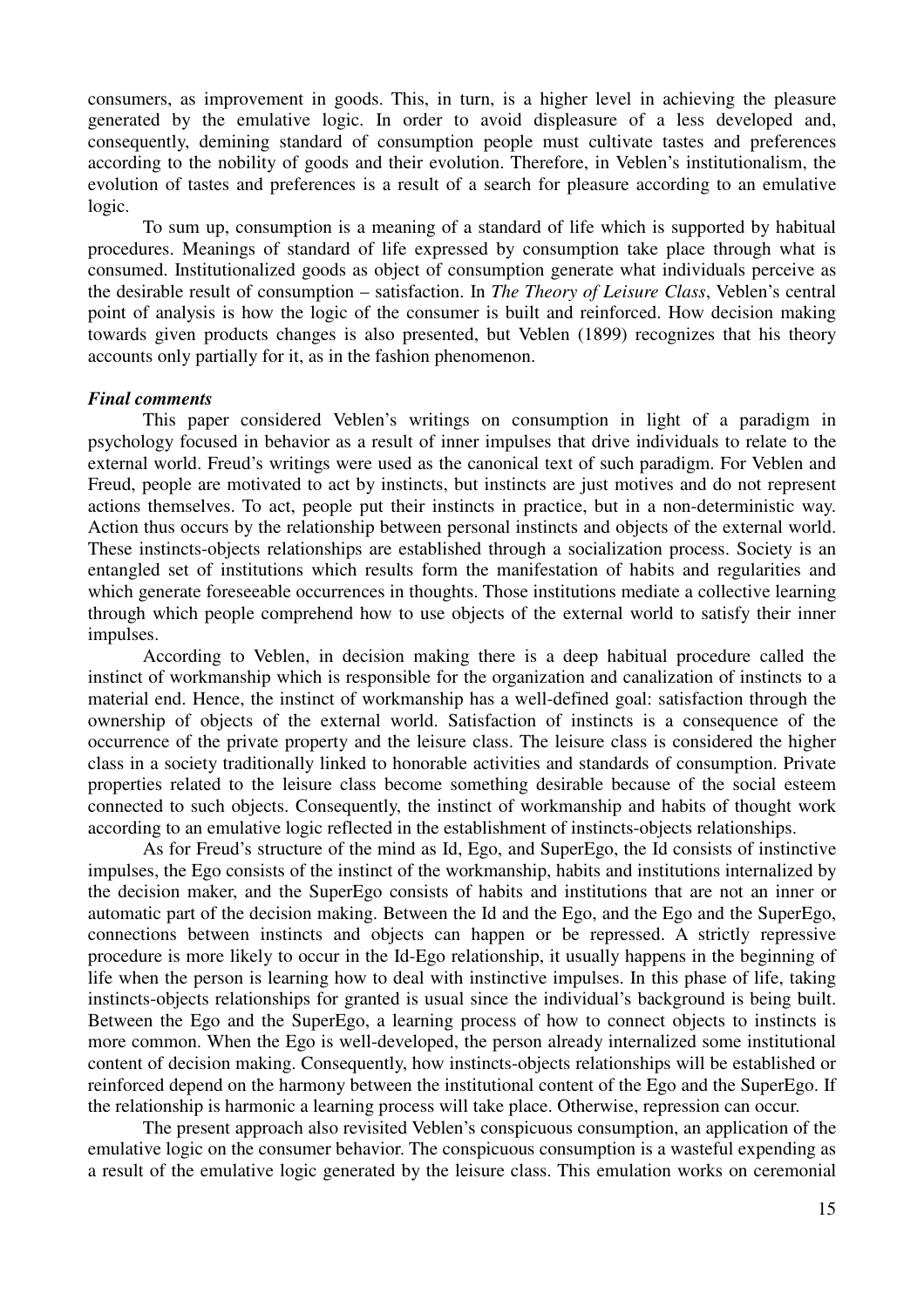consumers, as improvement in goods. This, in turn, is a higher level in achieving the pleasure generated by the emulative logic. In order to avoid displeasure of a less developed and, consequently, demining standard of consumption people must cultivate tastes and preferences according to the nobility of goods and their evolution. Therefore, in Veblen's institutionalism, the evolution of tastes and preferences is a result of a search for pleasure according to an emulative logic.

To sum up, consumption is a meaning of a standard of life which is supported by habitual procedures. Meanings of standard of life expressed by consumption take place through what is consumed. Institutionalized goods as object of consumption generate what individuals perceive as the desirable result of consumption – satisfaction. In *The Theory of Leisure Class*, Veblen's central point of analysis is how the logic of the consumer is built and reinforced. How decision making towards given products changes is also presented, but Veblen (1899) recognizes that his theory accounts only partially for it, as in the fashion phenomenon.

***Final comments***

This paper considered Veblen's writings on consumption in light of a paradigm in psychology focused in behavior as a result of inner impulses that drive individuals to relate to the external world. Freud's writings were used as the canonical text of such paradigm. For Veblen and Freud, people are motivated to act by instincts, but instincts are just motives and do not represent actions themselves. To act, people put their instincts in practice, but in a non-deterministic way. Action thus occurs by the relationship between personal instincts and objects of the external world. These instincts-objects relationships are established through a socialization process. Society is an entangled set of institutions which results form the manifestation of habits and regularities and which generate foreseeable occurrences in thoughts. Those institutions mediate a collective learning through which people comprehend how to use objects of the external world to satisfy their inner impulses.

According to Veblen, in decision making there is a deep habitual procedure called the instinct of workmanship which is responsible for the organization and canalization of instincts to a material end. Hence, the instinct of workmanship has a well-defined goal: satisfaction through the ownership of objects of the external world. Satisfaction of instincts is a consequence of the occurrence of the private property and the leisure class. The leisure class is considered the higher class in a society traditionally linked to honorable activities and standards of consumption. Private properties related to the leisure class become something desirable because of the social esteem connected to such objects. Consequently, the instinct of workmanship and habits of thought work according to an emulative logic reflected in the establishment of instincts-objects relationships.

As for Freud's structure of the mind as Id, Ego, and SuperEgo, the Id consists of instinctive impulses, the Ego consists of the instinct of the workmanship, habits and institutions internalized by the decision maker, and the SuperEgo consists of habits and institutions that are not an inner or automatic part of the decision making. Between the Id and the Ego, and the Ego and the SuperEgo, connections between instincts and objects can happen or be repressed. A strictly repressive procedure is more likely to occur in the Id-Ego relationship, it usually happens in the beginning of life when the person is learning how to deal with instinctive impulses. In this phase of life, taking instincts-objects relationships for granted is usual since the individual's background is being built. Between the Ego and the SuperEgo, a learning process of how to connect objects to instincts is more common. When the Ego is well-developed, the person already internalized some institutional content of decision making. Consequently, how instincts-objects relationships will be established or reinforced depend on the harmony between the institutional content of the Ego and the SuperEgo. If the relationship is harmonic a learning process will take place. Otherwise, repression can occur.

The present approach also revisited Veblen's conspicuous consumption, an application of the emulative logic on the consumer behavior. The conspicuous consumption is a wasteful expending as a result of the emulative logic generated by the leisure class. This emulation works on ceremonial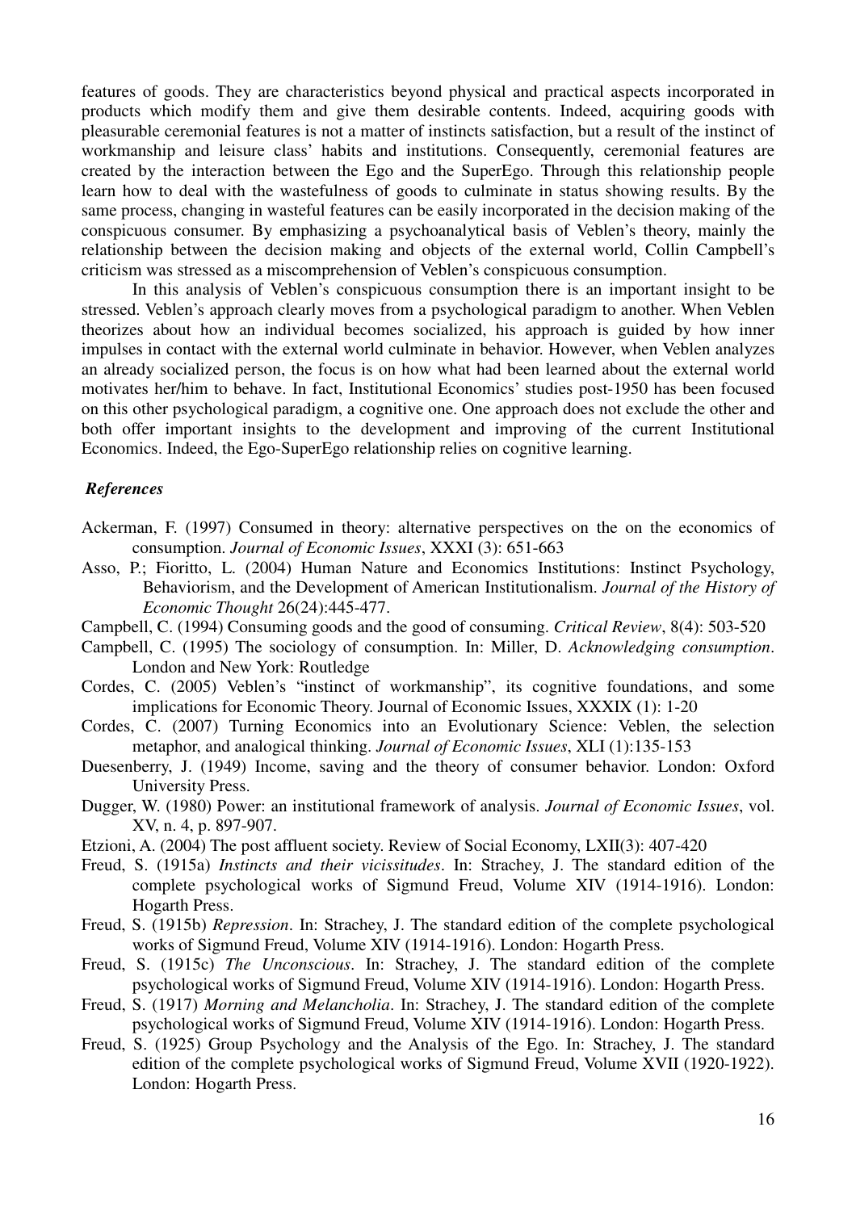features of goods. They are characteristics beyond physical and practical aspects incorporated in products which modify them and give them desirable contents. Indeed, acquiring goods with pleasurable ceremonial features is not a matter of instincts satisfaction, but a result of the instinct of workmanship and leisure class' habits and institutions. Consequently, ceremonial features are created by the interaction between the Ego and the SuperEgo. Through this relationship people learn how to deal with the wastefulness of goods to culminate in status showing results. By the same process, changing in wasteful features can be easily incorporated in the decision making of the conspicuous consumer. By emphasizing a psychoanalytical basis of Veblen's theory, mainly the relationship between the decision making and objects of the external world, Collin Campbell's criticism was stressed as a miscomprehension of Veblen's conspicuous consumption.

In this analysis of Veblen's conspicuous consumption there is an important insight to be stressed. Veblen's approach clearly moves from a psychological paradigm to another. When Veblen theorizes about how an individual becomes socialized, his approach is guided by how inner impulses in contact with the external world culminate in behavior. However, when Veblen analyzes an already socialized person, the focus is on how what had been learned about the external world motivates her/him to behave. In fact, Institutional Economics' studies post-1950 has been focused on this other psychological paradigm, a cognitive one. One approach does not exclude the other and both offer important insights to the development and improving of the current Institutional Economics. Indeed, the Ego-SuperEgo relationship relies on cognitive learning.

### *References*

Ackerman, F. (1997) Consumed in theory: alternative perspectives on the on the economics of consumption. *Journal of Economic Issues*, XXXI (3): 651-663

Asso, P.; Fioritto, L. (2004) Human Nature and Economics Institutions: Instinct Psychology, Behaviorism, and the Development of American Institutionalism. *Journal of the History of Economic Thought* 26(24):445-477.

Campbell, C. (1994) Consuming goods and the good of consuming. *Critical Review*, 8(4): 503-520

Campbell, C. (1995) The sociology of consumption. In: Miller, D. *Acknowledging consumption*. London and New York: Routledge

Cordes, C. (2005) Veblen's "instinct of workmanship", its cognitive foundations, and some implications for Economic Theory. Journal of Economic Issues, XXXIX (1): 1-20

Cordes, C. (2007) Turning Economics into an Evolutionary Science: Veblen, the selection metaphor, and analogical thinking. *Journal of Economic Issues*, XLI (1):135-153

Duesenberry, J. (1949) Income, saving and the theory of consumer behavior. London: Oxford University Press.

Dugger, W. (1980) Power: an institutional framework of analysis. *Journal of Economic Issues*, vol. XV, n. 4, p. 897-907.

Etzioni, A. (2004) The post affluent society. Review of Social Economy, LXII(3): 407-420

Freud, S. (1915a) *Instincts and their vicissitudes*. In: Strachey, J. The standard edition of the complete psychological works of Sigmund Freud, Volume XIV (1914-1916). London: Hogarth Press.

Freud, S. (1915b) *Repression*. In: Strachey, J. The standard edition of the complete psychological works of Sigmund Freud, Volume XIV (1914-1916). London: Hogarth Press.

Freud, S. (1915c) *The Unconscious*. In: Strachey, J. The standard edition of the complete psychological works of Sigmund Freud, Volume XIV (1914-1916). London: Hogarth Press.

Freud, S. (1917) *Morning and Melancholia*. In: Strachey, J. The standard edition of the complete psychological works of Sigmund Freud, Volume XIV (1914-1916). London: Hogarth Press.

Freud, S. (1925) Group Psychology and the Analysis of the Ego. In: Strachey, J. The standard edition of the complete psychological works of Sigmund Freud, Volume XVII (1920-1922). London: Hogarth Press.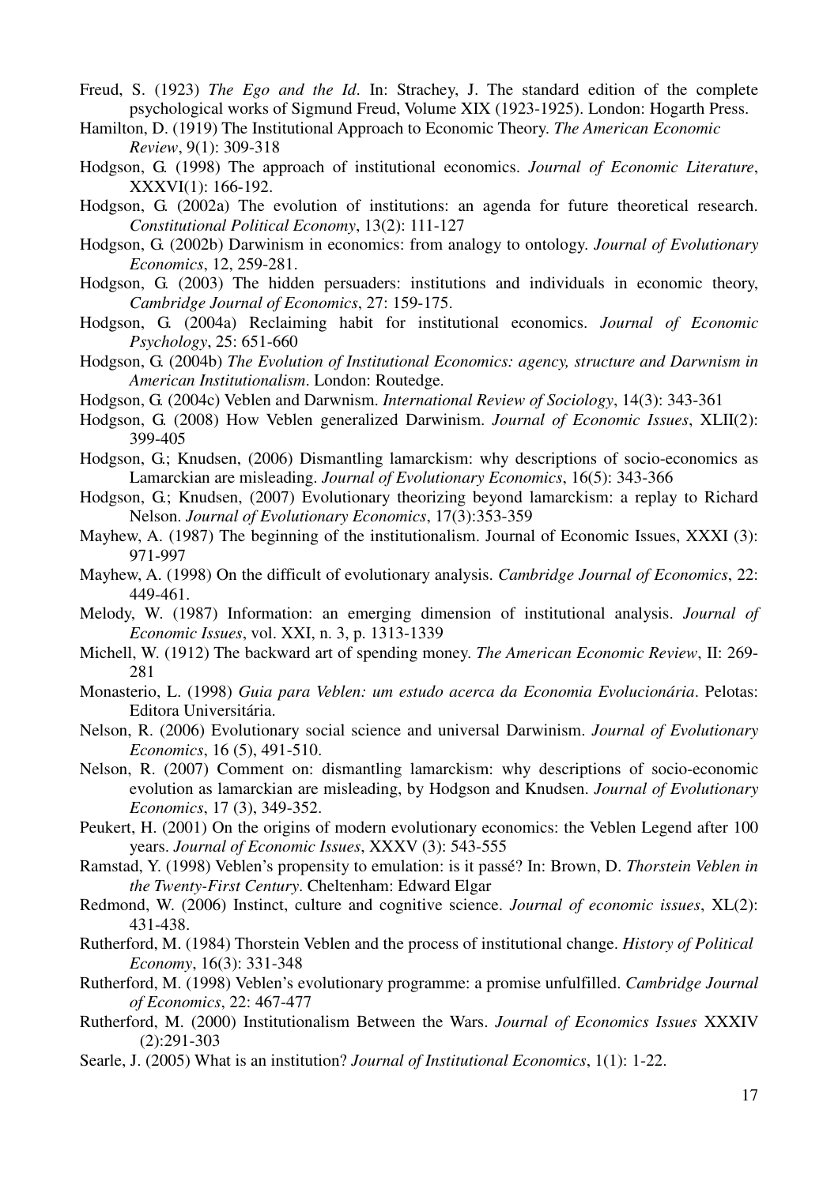Freud, S. (1923) *The Ego and the Id*. In: Strachey, J. The standard edition of the complete psychological works of Sigmund Freud, Volume XIX (1923-1925). London: Hogarth Press.

Hamilton, D. (1919) The Institutional Approach to Economic Theory. *The American Economic Review*, 9(1): 309-318

Hodgson, G. (1998) The approach of institutional economics. *Journal of Economic Literature*, XXXVI(1): 166-192.

Hodgson, G. (2002a) The evolution of institutions: an agenda for future theoretical research. *Constitutional Political Economy*, 13(2): 111-127

Hodgson, G. (2002b) Darwinism in economics: from analogy to ontology. *Journal of Evolutionary Economics*, 12, 259-281.

Hodgson, G. (2003) The hidden persuaders: institutions and individuals in economic theory, *Cambridge Journal of Economics*, 27: 159-175.

Hodgson, G. (2004a) Reclaiming habit for institutional economics. *Journal of Economic Psychology*, 25: 651-660

Hodgson, G. (2004b) *The Evolution of Institutional Economics: agency, structure and Darwnism in American Institutionalism*. London: Routedge.

Hodgson, G. (2004c) Veblen and Darwnism. *International Review of Sociology*, 14(3): 343-361

Hodgson, G. (2008) How Veblen generalized Darwinism. *Journal of Economic Issues*, XLII(2): 399-405

Hodgson, G.; Knudsen, (2006) Dismantling lamarckism: why descriptions of socio-economics as Lamarckian are misleading. *Journal of Evolutionary Economics*, 16(5): 343-366

Hodgson, G.; Knudsen, (2007) Evolutionary theorizing beyond lamarckism: a replay to Richard Nelson. *Journal of Evolutionary Economics*, 17(3):353-359

Mayhew, A. (1987) The beginning of the institutionalism. Journal of Economic Issues, XXXI (3): 971-997

Mayhew, A. (1998) On the difficult of evolutionary analysis. *Cambridge Journal of Economics*, 22: 449-461.

Melody, W. (1987) Information: an emerging dimension of institutional analysis. *Journal of Economic Issues*, vol. XXI, n. 3, p. 1313-1339

Michell, W. (1912) The backward art of spending money. *The American Economic Review*, II: 269-281

Monasterio, L. (1998) *Guia para Veblen: um estudo acerca da Economia Evolucionária*. Pelotas: Editora Universitária.

Nelson, R. (2006) Evolutionary social science and universal Darwinism. *Journal of Evolutionary Economics*, 16 (5), 491-510.

Nelson, R. (2007) Comment on: dismantling lamarckism: why descriptions of socio-economic evolution as lamarckian are misleading, by Hodgson and Knudsen. *Journal of Evolutionary Economics*, 17 (3), 349-352.

Peukert, H. (2001) On the origins of modern evolutionary economics: the Veblen Legend after 100 years. *Journal of Economic Issues*, XXXV (3): 543-555

Ramstad, Y. (1998) Veblen's propensity to emulation: is it passé? In: Brown, D. *Thorstein Veblen in the Twenty-First Century*. Cheltenham: Edward Elgar

Redmond, W. (2006) Instinct, culture and cognitive science. *Journal of economic issues*, XL(2): 431-438.

Rutherford, M. (1984) Thorstein Veblen and the process of institutional change. *History of Political Economy*, 16(3): 331-348

Rutherford, M. (1998) Veblen's evolutionary programme: a promise unfulfilled. *Cambridge Journal of Economics*, 22: 467-477

Rutherford, M. (2000) Institutionalism Between the Wars. *Journal of Economics Issues* XXXIV (2):291-303

Searle, J. (2005) What is an institution? *Journal of Institutional Economics*, 1(1): 1-22.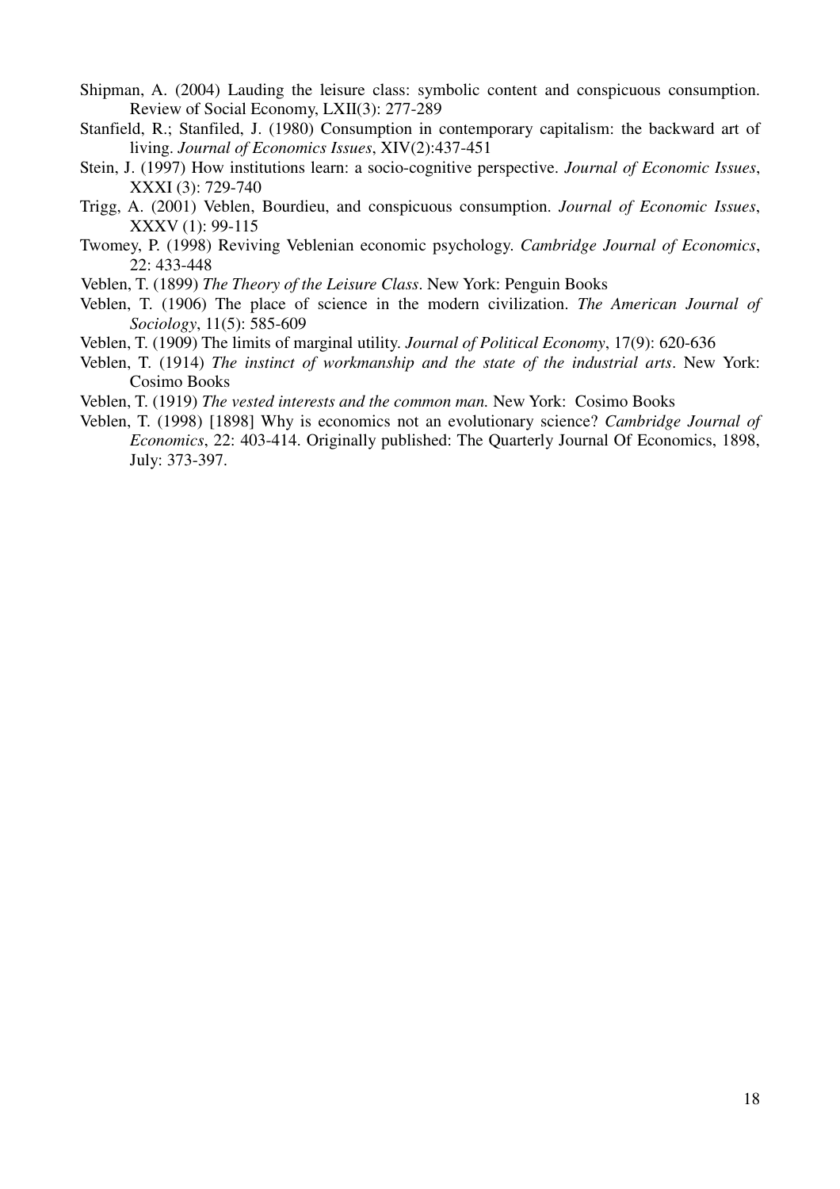Shipman, A. (2004) Lauding the leisure class: symbolic content and conspicuous consumption. Review of Social Economy, LXII(3): 277-289

Stanfield, R.; Stanfiled, J. (1980) Consumption in contemporary capitalism: the backward art of living. *Journal of Economics Issues*, XIV(2):437-451

Stein, J. (1997) How institutions learn: a socio-cognitive perspective. *Journal of Economic Issues*, XXXI (3): 729-740

Trigg, A. (2001) Veblen, Bourdieu, and conspicuous consumption. *Journal of Economic Issues*, XXXV (1): 99-115

Twomey, P. (1998) Reviving Veblenian economic psychology. *Cambridge Journal of Economics*, 22: 433-448

Veblen, T. (1899) *The Theory of the Leisure Class*. New York: Penguin Books

Veblen, T. (1906) The place of science in the modern civilization. *The American Journal of Sociology*, 11(5): 585-609

Veblen, T. (1909) The limits of marginal utility. *Journal of Political Economy*, 17(9): 620-636

Veblen, T. (1914) *The instinct of workmanship and the state of the industrial arts*. New York: Cosimo Books

Veblen, T. (1919) *The vested interests and the common man.* New York: Cosimo Books

Veblen, T. (1998) [1898] Why is economics not an evolutionary science? *Cambridge Journal of Economics*, 22: 403-414. Originally published: The Quarterly Journal Of Economics, 1898, July: 373-397.